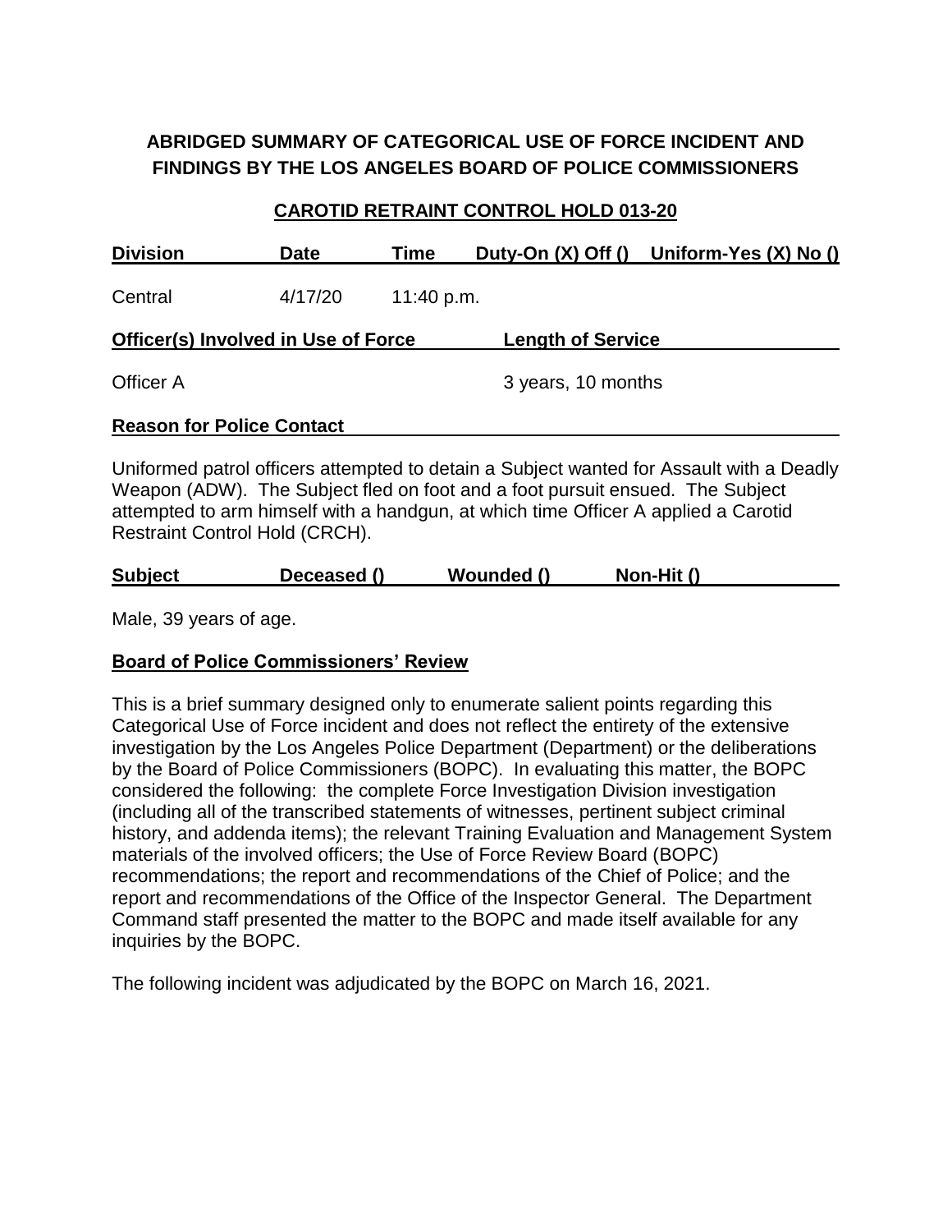**ABRIDGED SUMMARY OF CATEGORICAL USE OF FORCE INCIDENT AND FINDINGS BY THE LOS ANGELES BOARD OF POLICE COMMISSIONERS**

**CAROTID RETRAINT CONTROL HOLD 013-20**

| Division | Date | Time | Duty-On (X) Off () | Uniform-Yes (X) No () |
|---|---|---|---|---|
| Central | 4/17/20 | 11:40 p.m. | | |

| Officer(s) Involved in Use of Force | Length of Service |
|---|---|
| Officer A | 3 years, 10 months |

**Reason for Police Contact**

Uniformed patrol officers attempted to detain a Subject wanted for Assault with a Deadly Weapon (ADW). The Subject fled on foot and a foot pursuit ensued. The Subject attempted to arm himself with a handgun, at which time Officer A applied a Carotid Restraint Control Hold (CRCH).

| Subject | Deceased () | Wounded () | Non-Hit () |
|---|---|---|---|

Male, 39 years of age.

**Board of Police Commissioners' Review**

This is a brief summary designed only to enumerate salient points regarding this Categorical Use of Force incident and does not reflect the entirety of the extensive investigation by the Los Angeles Police Department (Department) or the deliberations by the Board of Police Commissioners (BOPC). In evaluating this matter, the BOPC considered the following: the complete Force Investigation Division investigation (including all of the transcribed statements of witnesses, pertinent subject criminal history, and addenda items); the relevant Training Evaluation and Management System materials of the involved officers; the Use of Force Review Board (BOPC) recommendations; the report and recommendations of the Chief of Police; and the report and recommendations of the Office of the Inspector General. The Department Command staff presented the matter to the BOPC and made itself available for any inquiries by the BOPC.

The following incident was adjudicated by the BOPC on March 16, 2021.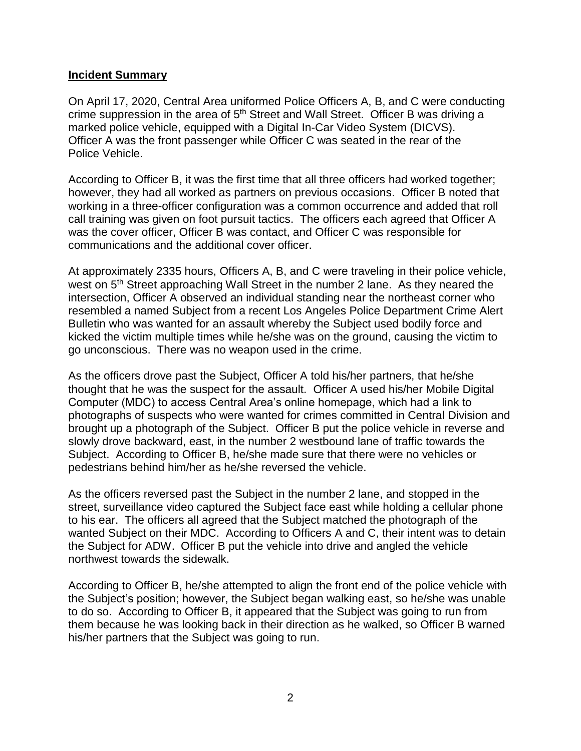**Incident Summary**

On April 17, 2020, Central Area uniformed Police Officers A, B, and C were conducting crime suppression in the area of 5th Street and Wall Street. Officer B was driving a marked police vehicle, equipped with a Digital In-Car Video System (DICVS). Officer A was the front passenger while Officer C was seated in the rear of the Police Vehicle.

According to Officer B, it was the first time that all three officers had worked together; however, they had all worked as partners on previous occasions. Officer B noted that working in a three-officer configuration was a common occurrence and added that roll call training was given on foot pursuit tactics. The officers each agreed that Officer A was the cover officer, Officer B was contact, and Officer C was responsible for communications and the additional cover officer.

At approximately 2335 hours, Officers A, B, and C were traveling in their police vehicle, west on 5th Street approaching Wall Street in the number 2 lane. As they neared the intersection, Officer A observed an individual standing near the northeast corner who resembled a named Subject from a recent Los Angeles Police Department Crime Alert Bulletin who was wanted for an assault whereby the Subject used bodily force and kicked the victim multiple times while he/she was on the ground, causing the victim to go unconscious. There was no weapon used in the crime.

As the officers drove past the Subject, Officer A told his/her partners, that he/she thought that he was the suspect for the assault. Officer A used his/her Mobile Digital Computer (MDC) to access Central Area's online homepage, which had a link to photographs of suspects who were wanted for crimes committed in Central Division and brought up a photograph of the Subject. Officer B put the police vehicle in reverse and slowly drove backward, east, in the number 2 westbound lane of traffic towards the Subject. According to Officer B, he/she made sure that there were no vehicles or pedestrians behind him/her as he/she reversed the vehicle.

As the officers reversed past the Subject in the number 2 lane, and stopped in the street, surveillance video captured the Subject face east while holding a cellular phone to his ear. The officers all agreed that the Subject matched the photograph of the wanted Subject on their MDC. According to Officers A and C, their intent was to detain the Subject for ADW. Officer B put the vehicle into drive and angled the vehicle northwest towards the sidewalk.

According to Officer B, he/she attempted to align the front end of the police vehicle with the Subject's position; however, the Subject began walking east, so he/she was unable to do so. According to Officer B, it appeared that the Subject was going to run from them because he was looking back in their direction as he walked, so Officer B warned his/her partners that the Subject was going to run.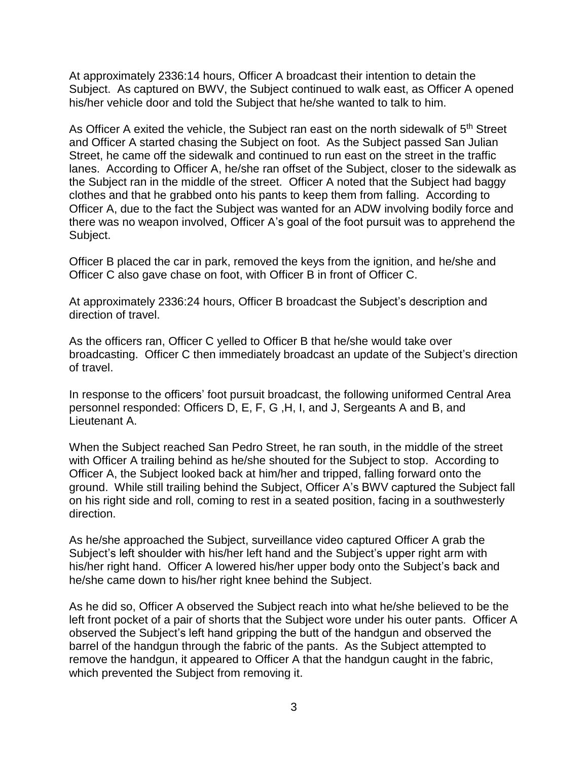At approximately 2336:14 hours, Officer A broadcast their intention to detain the Subject. As captured on BWV, the Subject continued to walk east, as Officer A opened his/her vehicle door and told the Subject that he/she wanted to talk to him.

As Officer A exited the vehicle, the Subject ran east on the north sidewalk of 5th Street and Officer A started chasing the Subject on foot. As the Subject passed San Julian Street, he came off the sidewalk and continued to run east on the street in the traffic lanes. According to Officer A, he/she ran offset of the Subject, closer to the sidewalk as the Subject ran in the middle of the street. Officer A noted that the Subject had baggy clothes and that he grabbed onto his pants to keep them from falling. According to Officer A, due to the fact the Subject was wanted for an ADW involving bodily force and there was no weapon involved, Officer A's goal of the foot pursuit was to apprehend the Subject.

Officer B placed the car in park, removed the keys from the ignition, and he/she and Officer C also gave chase on foot, with Officer B in front of Officer C.

At approximately 2336:24 hours, Officer B broadcast the Subject's description and direction of travel.

As the officers ran, Officer C yelled to Officer B that he/she would take over broadcasting. Officer C then immediately broadcast an update of the Subject's direction of travel.

In response to the officers' foot pursuit broadcast, the following uniformed Central Area personnel responded: Officers D, E, F, G ,H, I, and J, Sergeants A and B, and Lieutenant A.

When the Subject reached San Pedro Street, he ran south, in the middle of the street with Officer A trailing behind as he/she shouted for the Subject to stop. According to Officer A, the Subject looked back at him/her and tripped, falling forward onto the ground. While still trailing behind the Subject, Officer A's BWV captured the Subject fall on his right side and roll, coming to rest in a seated position, facing in a southwesterly direction.

As he/she approached the Subject, surveillance video captured Officer A grab the Subject's left shoulder with his/her left hand and the Subject's upper right arm with his/her right hand. Officer A lowered his/her upper body onto the Subject's back and he/she came down to his/her right knee behind the Subject.

As he did so, Officer A observed the Subject reach into what he/she believed to be the left front pocket of a pair of shorts that the Subject wore under his outer pants. Officer A observed the Subject's left hand gripping the butt of the handgun and observed the barrel of the handgun through the fabric of the pants. As the Subject attempted to remove the handgun, it appeared to Officer A that the handgun caught in the fabric, which prevented the Subject from removing it.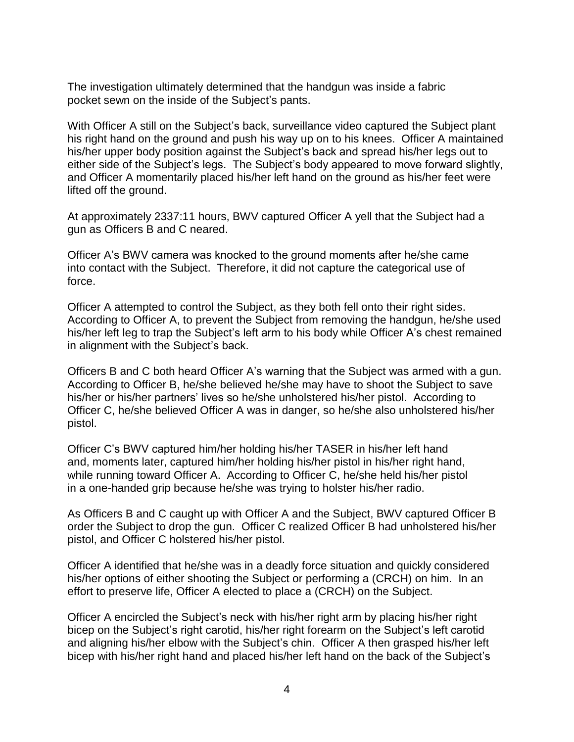The investigation ultimately determined that the handgun was inside a fabric pocket sewn on the inside of the Subject's pants.

With Officer A still on the Subject's back, surveillance video captured the Subject plant his right hand on the ground and push his way up on to his knees. Officer A maintained his/her upper body position against the Subject's back and spread his/her legs out to either side of the Subject's legs. The Subject's body appeared to move forward slightly, and Officer A momentarily placed his/her left hand on the ground as his/her feet were lifted off the ground.

At approximately 2337:11 hours, BWV captured Officer A yell that the Subject had a gun as Officers B and C neared.

Officer A's BWV camera was knocked to the ground moments after he/she came into contact with the Subject. Therefore, it did not capture the categorical use of force.

Officer A attempted to control the Subject, as they both fell onto their right sides. According to Officer A, to prevent the Subject from removing the handgun, he/she used his/her left leg to trap the Subject's left arm to his body while Officer A's chest remained in alignment with the Subject's back.

Officers B and C both heard Officer A's warning that the Subject was armed with a gun. According to Officer B, he/she believed he/she may have to shoot the Subject to save his/her or his/her partners' lives so he/she unholstered his/her pistol. According to Officer C, he/she believed Officer A was in danger, so he/she also unholstered his/her pistol.

Officer C's BWV captured him/her holding his/her TASER in his/her left hand and, moments later, captured him/her holding his/her pistol in his/her right hand, while running toward Officer A. According to Officer C, he/she held his/her pistol in a one-handed grip because he/she was trying to holster his/her radio.

As Officers B and C caught up with Officer A and the Subject, BWV captured Officer B order the Subject to drop the gun. Officer C realized Officer B had unholstered his/her pistol, and Officer C holstered his/her pistol.

Officer A identified that he/she was in a deadly force situation and quickly considered his/her options of either shooting the Subject or performing a (CRCH) on him. In an effort to preserve life, Officer A elected to place a (CRCH) on the Subject.

Officer A encircled the Subject's neck with his/her right arm by placing his/her right bicep on the Subject's right carotid, his/her right forearm on the Subject's left carotid and aligning his/her elbow with the Subject's chin. Officer A then grasped his/her left bicep with his/her right hand and placed his/her left hand on the back of the Subject's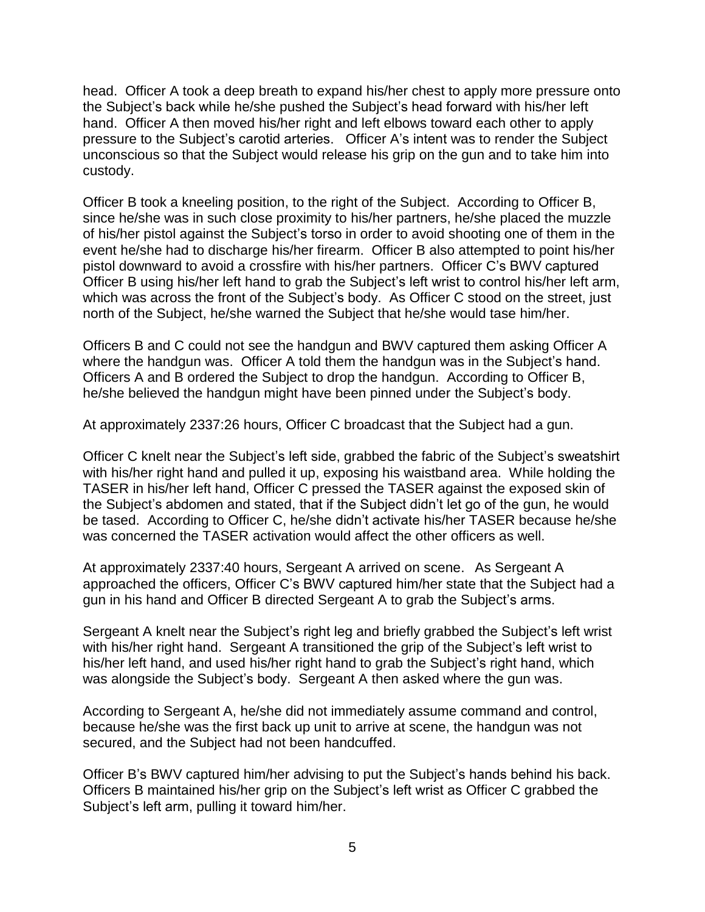head. Officer A took a deep breath to expand his/her chest to apply more pressure onto the Subject's back while he/she pushed the Subject's head forward with his/her left hand. Officer A then moved his/her right and left elbows toward each other to apply pressure to the Subject's carotid arteries. Officer A's intent was to render the Subject unconscious so that the Subject would release his grip on the gun and to take him into custody.

Officer B took a kneeling position, to the right of the Subject. According to Officer B, since he/she was in such close proximity to his/her partners, he/she placed the muzzle of his/her pistol against the Subject's torso in order to avoid shooting one of them in the event he/she had to discharge his/her firearm. Officer B also attempted to point his/her pistol downward to avoid a crossfire with his/her partners. Officer C's BWV captured Officer B using his/her left hand to grab the Subject's left wrist to control his/her left arm, which was across the front of the Subject's body. As Officer C stood on the street, just north of the Subject, he/she warned the Subject that he/she would tase him/her.

Officers B and C could not see the handgun and BWV captured them asking Officer A where the handgun was. Officer A told them the handgun was in the Subject's hand. Officers A and B ordered the Subject to drop the handgun. According to Officer B, he/she believed the handgun might have been pinned under the Subject's body.

At approximately 2337:26 hours, Officer C broadcast that the Subject had a gun.

Officer C knelt near the Subject's left side, grabbed the fabric of the Subject's sweatshirt with his/her right hand and pulled it up, exposing his waistband area. While holding the TASER in his/her left hand, Officer C pressed the TASER against the exposed skin of the Subject's abdomen and stated, that if the Subject didn't let go of the gun, he would be tased. According to Officer C, he/she didn't activate his/her TASER because he/she was concerned the TASER activation would affect the other officers as well.

At approximately 2337:40 hours, Sergeant A arrived on scene. As Sergeant A approached the officers, Officer C's BWV captured him/her state that the Subject had a gun in his hand and Officer B directed Sergeant A to grab the Subject's arms.

Sergeant A knelt near the Subject's right leg and briefly grabbed the Subject's left wrist with his/her right hand. Sergeant A transitioned the grip of the Subject's left wrist to his/her left hand, and used his/her right hand to grab the Subject's right hand, which was alongside the Subject's body. Sergeant A then asked where the gun was.

According to Sergeant A, he/she did not immediately assume command and control, because he/she was the first back up unit to arrive at scene, the handgun was not secured, and the Subject had not been handcuffed.

Officer B's BWV captured him/her advising to put the Subject's hands behind his back. Officers B maintained his/her grip on the Subject's left wrist as Officer C grabbed the Subject's left arm, pulling it toward him/her.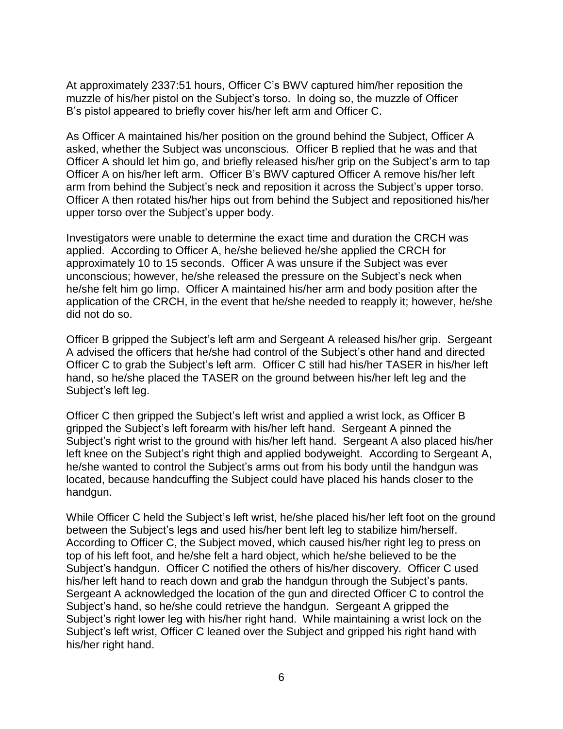At approximately 2337:51 hours, Officer C's BWV captured him/her reposition the muzzle of his/her pistol on the Subject's torso. In doing so, the muzzle of Officer B's pistol appeared to briefly cover his/her left arm and Officer C.

As Officer A maintained his/her position on the ground behind the Subject, Officer A asked, whether the Subject was unconscious. Officer B replied that he was and that Officer A should let him go, and briefly released his/her grip on the Subject's arm to tap Officer A on his/her left arm. Officer B's BWV captured Officer A remove his/her left arm from behind the Subject's neck and reposition it across the Subject's upper torso. Officer A then rotated his/her hips out from behind the Subject and repositioned his/her upper torso over the Subject's upper body.

Investigators were unable to determine the exact time and duration the CRCH was applied. According to Officer A, he/she believed he/she applied the CRCH for approximately 10 to 15 seconds. Officer A was unsure if the Subject was ever unconscious; however, he/she released the pressure on the Subject's neck when he/she felt him go limp. Officer A maintained his/her arm and body position after the application of the CRCH, in the event that he/she needed to reapply it; however, he/she did not do so.

Officer B gripped the Subject's left arm and Sergeant A released his/her grip. Sergeant A advised the officers that he/she had control of the Subject's other hand and directed Officer C to grab the Subject's left arm. Officer C still had his/her TASER in his/her left hand, so he/she placed the TASER on the ground between his/her left leg and the Subject's left leg.

Officer C then gripped the Subject's left wrist and applied a wrist lock, as Officer B gripped the Subject's left forearm with his/her left hand. Sergeant A pinned the Subject's right wrist to the ground with his/her left hand. Sergeant A also placed his/her left knee on the Subject's right thigh and applied bodyweight. According to Sergeant A, he/she wanted to control the Subject's arms out from his body until the handgun was located, because handcuffing the Subject could have placed his hands closer to the handgun.

While Officer C held the Subject's left wrist, he/she placed his/her left foot on the ground between the Subject's legs and used his/her bent left leg to stabilize him/herself. According to Officer C, the Subject moved, which caused his/her right leg to press on top of his left foot, and he/she felt a hard object, which he/she believed to be the Subject's handgun. Officer C notified the others of his/her discovery. Officer C used his/her left hand to reach down and grab the handgun through the Subject's pants. Sergeant A acknowledged the location of the gun and directed Officer C to control the Subject's hand, so he/she could retrieve the handgun. Sergeant A gripped the Subject's right lower leg with his/her right hand. While maintaining a wrist lock on the Subject's left wrist, Officer C leaned over the Subject and gripped his right hand with his/her right hand.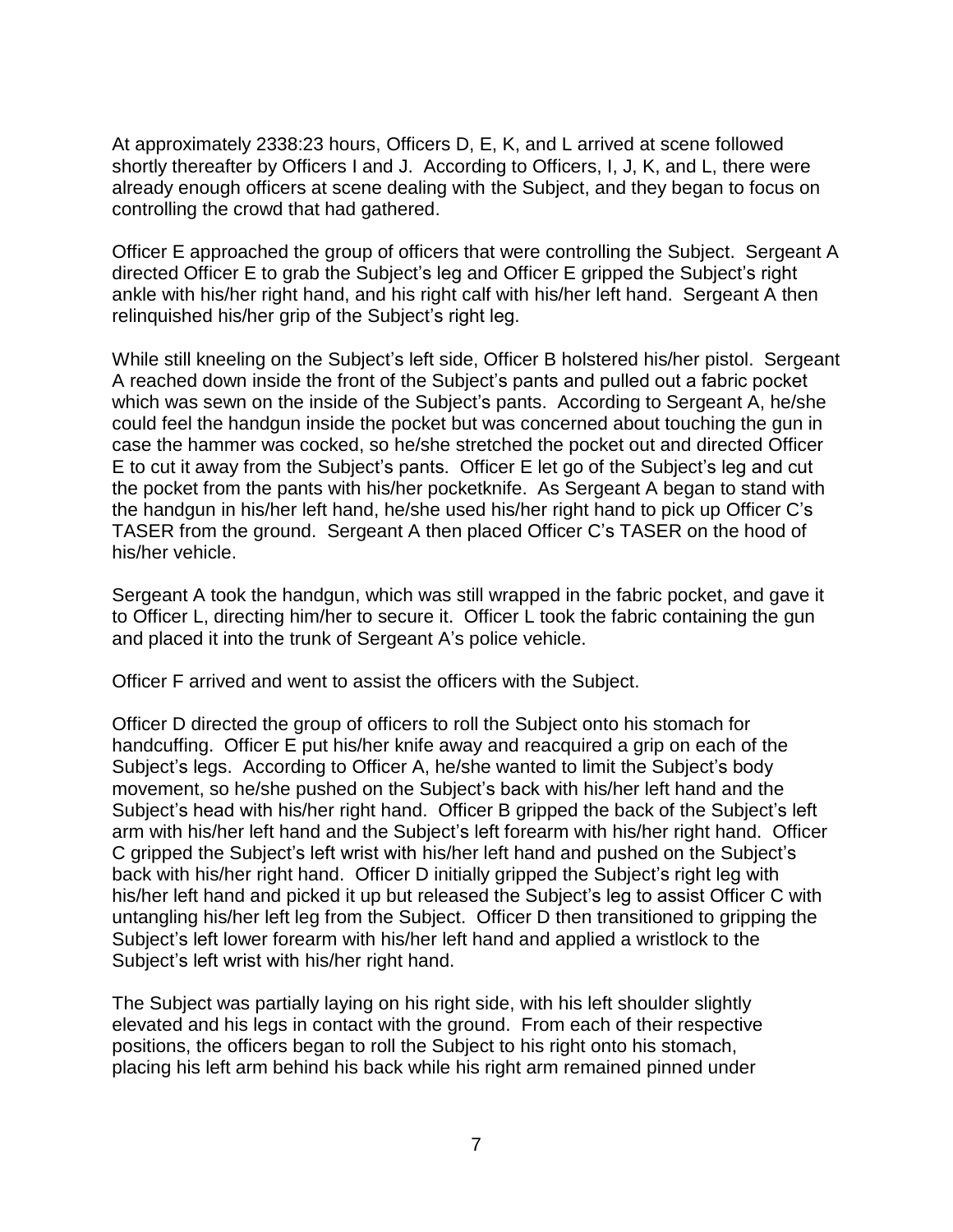At approximately 2338:23 hours, Officers D, E, K, and L arrived at scene followed shortly thereafter by Officers I and J. According to Officers, I, J, K, and L, there were already enough officers at scene dealing with the Subject, and they began to focus on controlling the crowd that had gathered.

Officer E approached the group of officers that were controlling the Subject. Sergeant A directed Officer E to grab the Subject's leg and Officer E gripped the Subject's right ankle with his/her right hand, and his right calf with his/her left hand. Sergeant A then relinquished his/her grip of the Subject's right leg.

While still kneeling on the Subject's left side, Officer B holstered his/her pistol. Sergeant A reached down inside the front of the Subject's pants and pulled out a fabric pocket which was sewn on the inside of the Subject's pants. According to Sergeant A, he/she could feel the handgun inside the pocket but was concerned about touching the gun in case the hammer was cocked, so he/she stretched the pocket out and directed Officer E to cut it away from the Subject's pants. Officer E let go of the Subject's leg and cut the pocket from the pants with his/her pocketknife. As Sergeant A began to stand with the handgun in his/her left hand, he/she used his/her right hand to pick up Officer C's TASER from the ground. Sergeant A then placed Officer C's TASER on the hood of his/her vehicle.

Sergeant A took the handgun, which was still wrapped in the fabric pocket, and gave it to Officer L, directing him/her to secure it. Officer L took the fabric containing the gun and placed it into the trunk of Sergeant A's police vehicle.

Officer F arrived and went to assist the officers with the Subject.

Officer D directed the group of officers to roll the Subject onto his stomach for handcuffing. Officer E put his/her knife away and reacquired a grip on each of the Subject's legs. According to Officer A, he/she wanted to limit the Subject's body movement, so he/she pushed on the Subject's back with his/her left hand and the Subject's head with his/her right hand. Officer B gripped the back of the Subject's left arm with his/her left hand and the Subject's left forearm with his/her right hand. Officer C gripped the Subject's left wrist with his/her left hand and pushed on the Subject's back with his/her right hand. Officer D initially gripped the Subject's right leg with his/her left hand and picked it up but released the Subject's leg to assist Officer C with untangling his/her left leg from the Subject. Officer D then transitioned to gripping the Subject's left lower forearm with his/her left hand and applied a wristlock to the Subject's left wrist with his/her right hand.

The Subject was partially laying on his right side, with his left shoulder slightly elevated and his legs in contact with the ground. From each of their respective positions, the officers began to roll the Subject to his right onto his stomach, placing his left arm behind his back while his right arm remained pinned under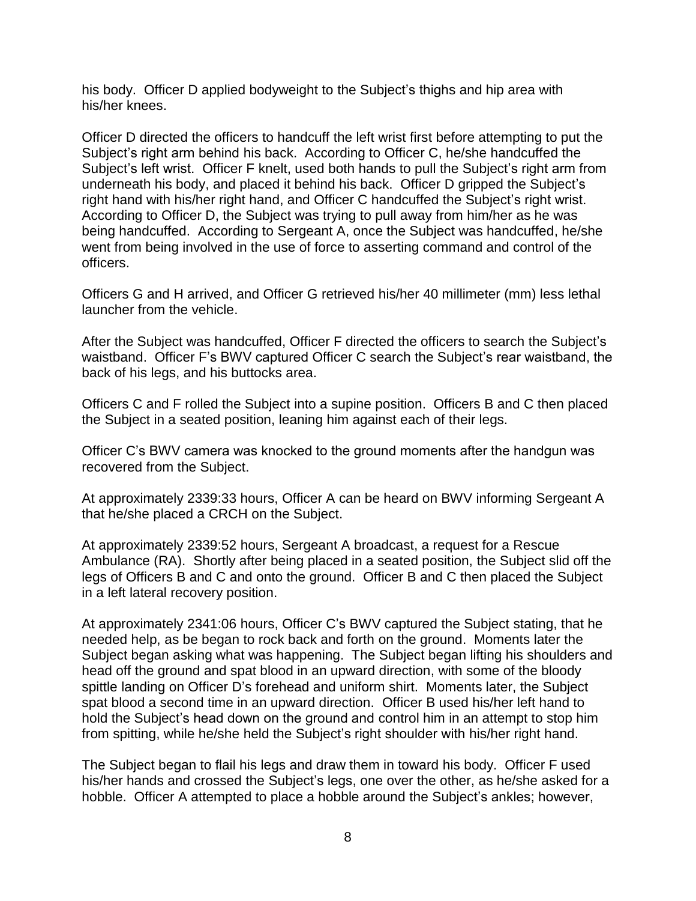his body. Officer D applied bodyweight to the Subject's thighs and hip area with his/her knees.

Officer D directed the officers to handcuff the left wrist first before attempting to put the Subject's right arm behind his back. According to Officer C, he/she handcuffed the Subject's left wrist. Officer F knelt, used both hands to pull the Subject's right arm from underneath his body, and placed it behind his back. Officer D gripped the Subject's right hand with his/her right hand, and Officer C handcuffed the Subject's right wrist. According to Officer D, the Subject was trying to pull away from him/her as he was being handcuffed. According to Sergeant A, once the Subject was handcuffed, he/she went from being involved in the use of force to asserting command and control of the officers.

Officers G and H arrived, and Officer G retrieved his/her 40 millimeter (mm) less lethal launcher from the vehicle.

After the Subject was handcuffed, Officer F directed the officers to search the Subject's waistband. Officer F's BWV captured Officer C search the Subject's rear waistband, the back of his legs, and his buttocks area.

Officers C and F rolled the Subject into a supine position. Officers B and C then placed the Subject in a seated position, leaning him against each of their legs.

Officer C's BWV camera was knocked to the ground moments after the handgun was recovered from the Subject.

At approximately 2339:33 hours, Officer A can be heard on BWV informing Sergeant A that he/she placed a CRCH on the Subject.

At approximately 2339:52 hours, Sergeant A broadcast, a request for a Rescue Ambulance (RA). Shortly after being placed in a seated position, the Subject slid off the legs of Officers B and C and onto the ground. Officer B and C then placed the Subject in a left lateral recovery position.

At approximately 2341:06 hours, Officer C's BWV captured the Subject stating, that he needed help, as be began to rock back and forth on the ground. Moments later the Subject began asking what was happening. The Subject began lifting his shoulders and head off the ground and spat blood in an upward direction, with some of the bloody spittle landing on Officer D's forehead and uniform shirt. Moments later, the Subject spat blood a second time in an upward direction. Officer B used his/her left hand to hold the Subject's head down on the ground and control him in an attempt to stop him from spitting, while he/she held the Subject's right shoulder with his/her right hand.

The Subject began to flail his legs and draw them in toward his body. Officer F used his/her hands and crossed the Subject's legs, one over the other, as he/she asked for a hobble. Officer A attempted to place a hobble around the Subject's ankles; however,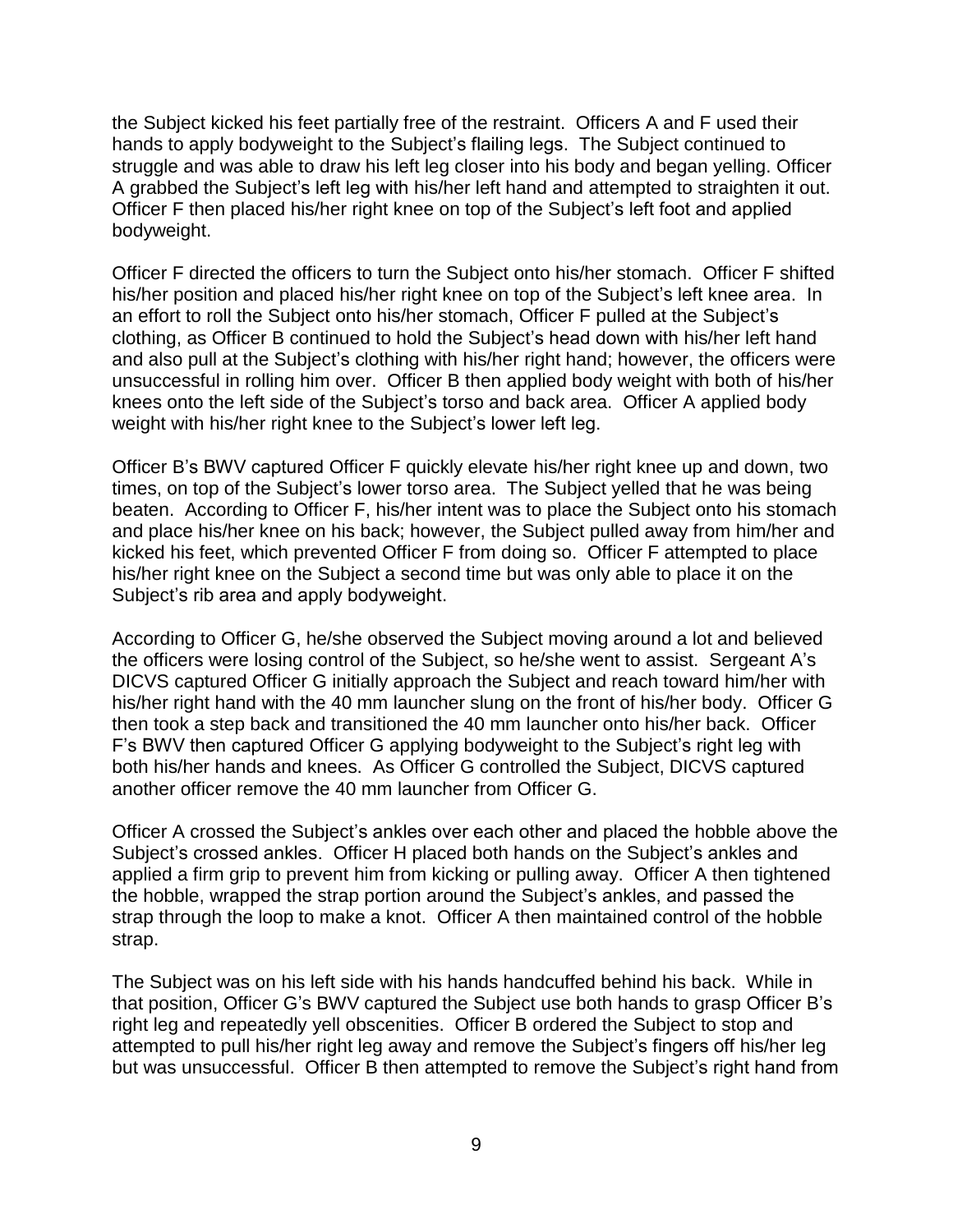the Subject kicked his feet partially free of the restraint. Officers A and F used their hands to apply bodyweight to the Subject's flailing legs. The Subject continued to struggle and was able to draw his left leg closer into his body and began yelling. Officer A grabbed the Subject's left leg with his/her left hand and attempted to straighten it out. Officer F then placed his/her right knee on top of the Subject's left foot and applied bodyweight.

Officer F directed the officers to turn the Subject onto his/her stomach. Officer F shifted his/her position and placed his/her right knee on top of the Subject's left knee area. In an effort to roll the Subject onto his/her stomach, Officer F pulled at the Subject's clothing, as Officer B continued to hold the Subject's head down with his/her left hand and also pull at the Subject's clothing with his/her right hand; however, the officers were unsuccessful in rolling him over. Officer B then applied body weight with both of his/her knees onto the left side of the Subject's torso and back area. Officer A applied body weight with his/her right knee to the Subject's lower left leg.

Officer B's BWV captured Officer F quickly elevate his/her right knee up and down, two times, on top of the Subject's lower torso area. The Subject yelled that he was being beaten. According to Officer F, his/her intent was to place the Subject onto his stomach and place his/her knee on his back; however, the Subject pulled away from him/her and kicked his feet, which prevented Officer F from doing so. Officer F attempted to place his/her right knee on the Subject a second time but was only able to place it on the Subject's rib area and apply bodyweight.

According to Officer G, he/she observed the Subject moving around a lot and believed the officers were losing control of the Subject, so he/she went to assist. Sergeant A's DICVS captured Officer G initially approach the Subject and reach toward him/her with his/her right hand with the 40 mm launcher slung on the front of his/her body. Officer G then took a step back and transitioned the 40 mm launcher onto his/her back. Officer F's BWV then captured Officer G applying bodyweight to the Subject's right leg with both his/her hands and knees. As Officer G controlled the Subject, DICVS captured another officer remove the 40 mm launcher from Officer G.

Officer A crossed the Subject's ankles over each other and placed the hobble above the Subject's crossed ankles. Officer H placed both hands on the Subject's ankles and applied a firm grip to prevent him from kicking or pulling away. Officer A then tightened the hobble, wrapped the strap portion around the Subject's ankles, and passed the strap through the loop to make a knot. Officer A then maintained control of the hobble strap.

The Subject was on his left side with his hands handcuffed behind his back. While in that position, Officer G's BWV captured the Subject use both hands to grasp Officer B's right leg and repeatedly yell obscenities. Officer B ordered the Subject to stop and attempted to pull his/her right leg away and remove the Subject's fingers off his/her leg but was unsuccessful. Officer B then attempted to remove the Subject's right hand from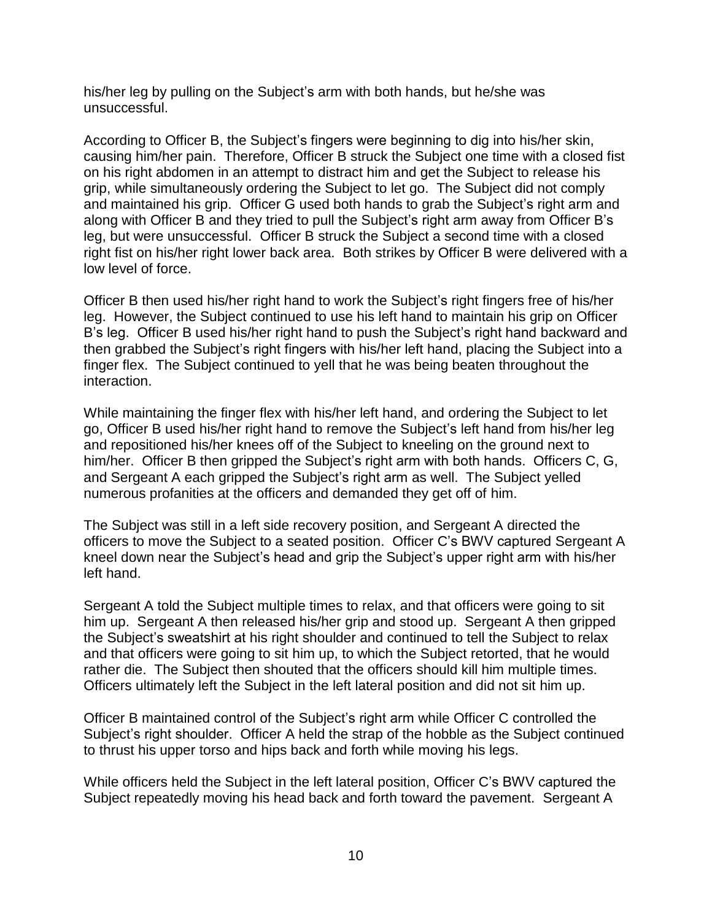his/her leg by pulling on the Subject's arm with both hands, but he/she was unsuccessful.

According to Officer B, the Subject's fingers were beginning to dig into his/her skin, causing him/her pain. Therefore, Officer B struck the Subject one time with a closed fist on his right abdomen in an attempt to distract him and get the Subject to release his grip, while simultaneously ordering the Subject to let go. The Subject did not comply and maintained his grip. Officer G used both hands to grab the Subject's right arm and along with Officer B and they tried to pull the Subject's right arm away from Officer B's leg, but were unsuccessful. Officer B struck the Subject a second time with a closed right fist on his/her right lower back area. Both strikes by Officer B were delivered with a low level of force.

Officer B then used his/her right hand to work the Subject's right fingers free of his/her leg. However, the Subject continued to use his left hand to maintain his grip on Officer B's leg. Officer B used his/her right hand to push the Subject's right hand backward and then grabbed the Subject's right fingers with his/her left hand, placing the Subject into a finger flex. The Subject continued to yell that he was being beaten throughout the interaction.

While maintaining the finger flex with his/her left hand, and ordering the Subject to let go, Officer B used his/her right hand to remove the Subject's left hand from his/her leg and repositioned his/her knees off of the Subject to kneeling on the ground next to him/her. Officer B then gripped the Subject's right arm with both hands. Officers C, G, and Sergeant A each gripped the Subject's right arm as well. The Subject yelled numerous profanities at the officers and demanded they get off of him.

The Subject was still in a left side recovery position, and Sergeant A directed the officers to move the Subject to a seated position. Officer C's BWV captured Sergeant A kneel down near the Subject's head and grip the Subject's upper right arm with his/her left hand.

Sergeant A told the Subject multiple times to relax, and that officers were going to sit him up. Sergeant A then released his/her grip and stood up. Sergeant A then gripped the Subject's sweatshirt at his right shoulder and continued to tell the Subject to relax and that officers were going to sit him up, to which the Subject retorted, that he would rather die. The Subject then shouted that the officers should kill him multiple times. Officers ultimately left the Subject in the left lateral position and did not sit him up.

Officer B maintained control of the Subject's right arm while Officer C controlled the Subject's right shoulder. Officer A held the strap of the hobble as the Subject continued to thrust his upper torso and hips back and forth while moving his legs.

While officers held the Subject in the left lateral position, Officer C's BWV captured the Subject repeatedly moving his head back and forth toward the pavement. Sergeant A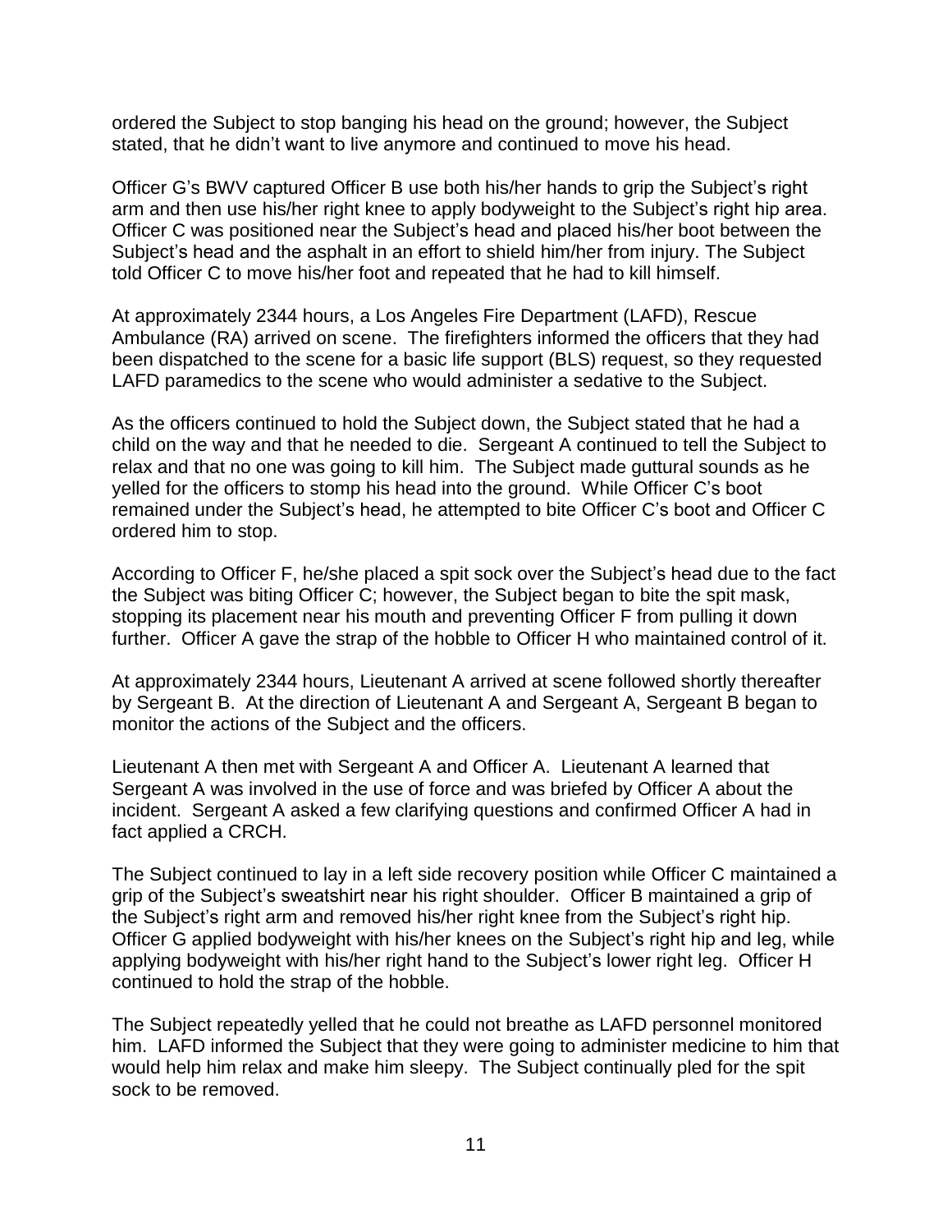ordered the Subject to stop banging his head on the ground; however, the Subject stated, that he didn't want to live anymore and continued to move his head.

Officer G's BWV captured Officer B use both his/her hands to grip the Subject's right arm and then use his/her right knee to apply bodyweight to the Subject's right hip area. Officer C was positioned near the Subject's head and placed his/her boot between the Subject's head and the asphalt in an effort to shield him/her from injury. The Subject told Officer C to move his/her foot and repeated that he had to kill himself.

At approximately 2344 hours, a Los Angeles Fire Department (LAFD), Rescue Ambulance (RA) arrived on scene. The firefighters informed the officers that they had been dispatched to the scene for a basic life support (BLS) request, so they requested LAFD paramedics to the scene who would administer a sedative to the Subject.

As the officers continued to hold the Subject down, the Subject stated that he had a child on the way and that he needed to die. Sergeant A continued to tell the Subject to relax and that no one was going to kill him. The Subject made guttural sounds as he yelled for the officers to stomp his head into the ground. While Officer C's boot remained under the Subject's head, he attempted to bite Officer C's boot and Officer C ordered him to stop.

According to Officer F, he/she placed a spit sock over the Subject's head due to the fact the Subject was biting Officer C; however, the Subject began to bite the spit mask, stopping its placement near his mouth and preventing Officer F from pulling it down further. Officer A gave the strap of the hobble to Officer H who maintained control of it.

At approximately 2344 hours, Lieutenant A arrived at scene followed shortly thereafter by Sergeant B. At the direction of Lieutenant A and Sergeant A, Sergeant B began to monitor the actions of the Subject and the officers.

Lieutenant A then met with Sergeant A and Officer A. Lieutenant A learned that Sergeant A was involved in the use of force and was briefed by Officer A about the incident. Sergeant A asked a few clarifying questions and confirmed Officer A had in fact applied a CRCH.

The Subject continued to lay in a left side recovery position while Officer C maintained a grip of the Subject's sweatshirt near his right shoulder. Officer B maintained a grip of the Subject's right arm and removed his/her right knee from the Subject's right hip. Officer G applied bodyweight with his/her knees on the Subject's right hip and leg, while applying bodyweight with his/her right hand to the Subject's lower right leg. Officer H continued to hold the strap of the hobble.

The Subject repeatedly yelled that he could not breathe as LAFD personnel monitored him. LAFD informed the Subject that they were going to administer medicine to him that would help him relax and make him sleepy. The Subject continually pled for the spit sock to be removed.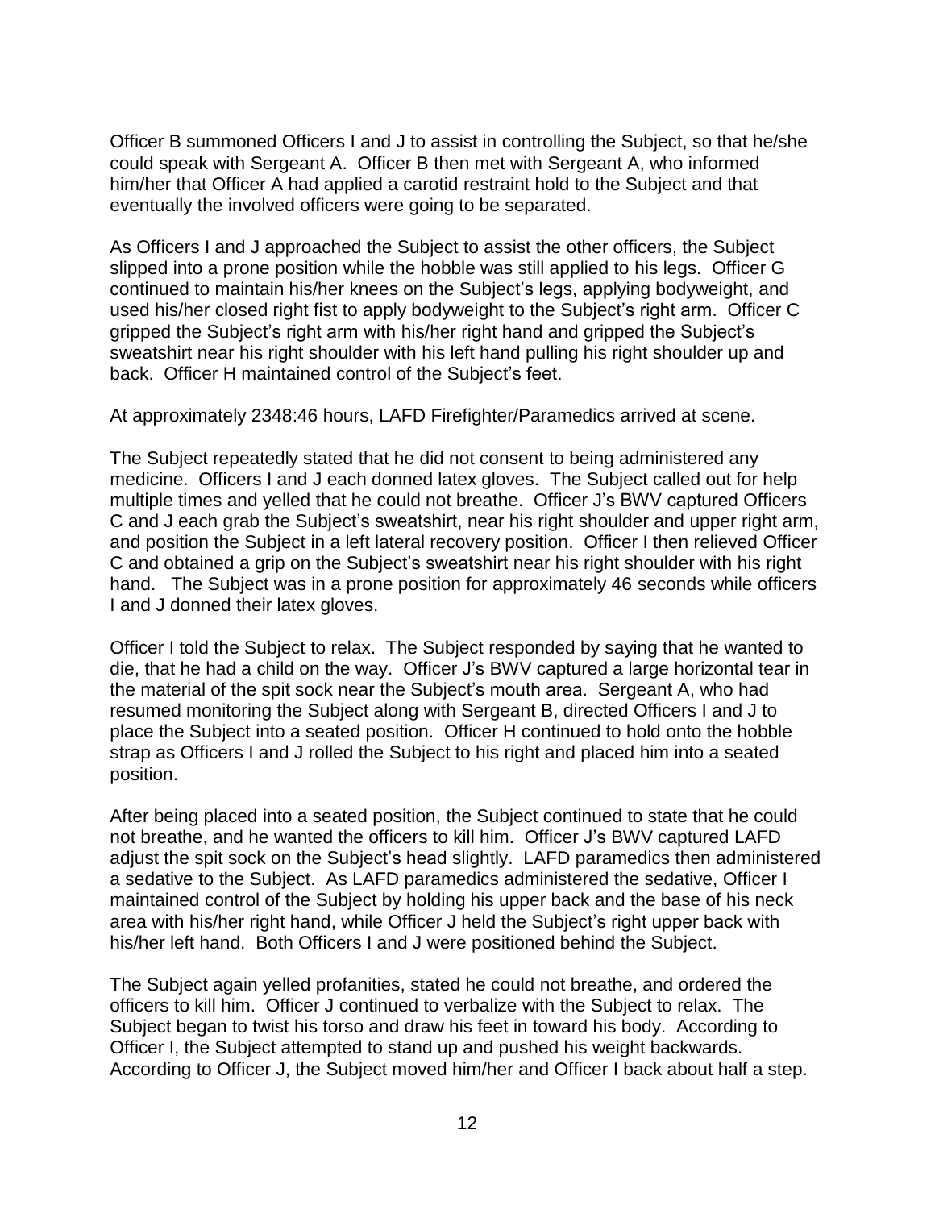Officer B summoned Officers I and J to assist in controlling the Subject, so that he/she could speak with Sergeant A. Officer B then met with Sergeant A, who informed him/her that Officer A had applied a carotid restraint hold to the Subject and that eventually the involved officers were going to be separated.

As Officers I and J approached the Subject to assist the other officers, the Subject slipped into a prone position while the hobble was still applied to his legs. Officer G continued to maintain his/her knees on the Subject's legs, applying bodyweight, and used his/her closed right fist to apply bodyweight to the Subject's right arm. Officer C gripped the Subject's right arm with his/her right hand and gripped the Subject's sweatshirt near his right shoulder with his left hand pulling his right shoulder up and back. Officer H maintained control of the Subject's feet.

At approximately 2348:46 hours, LAFD Firefighter/Paramedics arrived at scene.

The Subject repeatedly stated that he did not consent to being administered any medicine. Officers I and J each donned latex gloves. The Subject called out for help multiple times and yelled that he could not breathe. Officer J's BWV captured Officers C and J each grab the Subject's sweatshirt, near his right shoulder and upper right arm, and position the Subject in a left lateral recovery position. Officer I then relieved Officer C and obtained a grip on the Subject's sweatshirt near his right shoulder with his right hand. The Subject was in a prone position for approximately 46 seconds while officers I and J donned their latex gloves.

Officer I told the Subject to relax. The Subject responded by saying that he wanted to die, that he had a child on the way. Officer J's BWV captured a large horizontal tear in the material of the spit sock near the Subject's mouth area. Sergeant A, who had resumed monitoring the Subject along with Sergeant B, directed Officers I and J to place the Subject into a seated position. Officer H continued to hold onto the hobble strap as Officers I and J rolled the Subject to his right and placed him into a seated position.

After being placed into a seated position, the Subject continued to state that he could not breathe, and he wanted the officers to kill him. Officer J's BWV captured LAFD adjust the spit sock on the Subject's head slightly. LAFD paramedics then administered a sedative to the Subject. As LAFD paramedics administered the sedative, Officer I maintained control of the Subject by holding his upper back and the base of his neck area with his/her right hand, while Officer J held the Subject's right upper back with his/her left hand. Both Officers I and J were positioned behind the Subject.

The Subject again yelled profanities, stated he could not breathe, and ordered the officers to kill him. Officer J continued to verbalize with the Subject to relax. The Subject began to twist his torso and draw his feet in toward his body. According to Officer I, the Subject attempted to stand up and pushed his weight backwards. According to Officer J, the Subject moved him/her and Officer I back about half a step.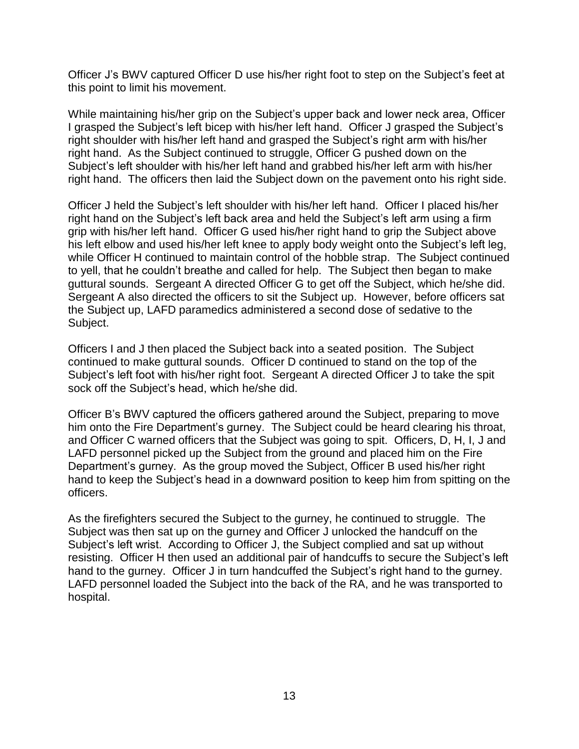Officer J's BWV captured Officer D use his/her right foot to step on the Subject's feet at this point to limit his movement.

While maintaining his/her grip on the Subject's upper back and lower neck area, Officer I grasped the Subject's left bicep with his/her left hand. Officer J grasped the Subject's right shoulder with his/her left hand and grasped the Subject's right arm with his/her right hand. As the Subject continued to struggle, Officer G pushed down on the Subject's left shoulder with his/her left hand and grabbed his/her left arm with his/her right hand. The officers then laid the Subject down on the pavement onto his right side.

Officer J held the Subject's left shoulder with his/her left hand. Officer I placed his/her right hand on the Subject's left back area and held the Subject's left arm using a firm grip with his/her left hand. Officer G used his/her right hand to grip the Subject above his left elbow and used his/her left knee to apply body weight onto the Subject's left leg, while Officer H continued to maintain control of the hobble strap. The Subject continued to yell, that he couldn't breathe and called for help. The Subject then began to make guttural sounds. Sergeant A directed Officer G to get off the Subject, which he/she did. Sergeant A also directed the officers to sit the Subject up. However, before officers sat the Subject up, LAFD paramedics administered a second dose of sedative to the Subject.

Officers I and J then placed the Subject back into a seated position. The Subject continued to make guttural sounds. Officer D continued to stand on the top of the Subject's left foot with his/her right foot. Sergeant A directed Officer J to take the spit sock off the Subject's head, which he/she did.

Officer B's BWV captured the officers gathered around the Subject, preparing to move him onto the Fire Department's gurney. The Subject could be heard clearing his throat, and Officer C warned officers that the Subject was going to spit. Officers, D, H, I, J and LAFD personnel picked up the Subject from the ground and placed him on the Fire Department's gurney. As the group moved the Subject, Officer B used his/her right hand to keep the Subject's head in a downward position to keep him from spitting on the officers.

As the firefighters secured the Subject to the gurney, he continued to struggle. The Subject was then sat up on the gurney and Officer J unlocked the handcuff on the Subject's left wrist. According to Officer J, the Subject complied and sat up without resisting. Officer H then used an additional pair of handcuffs to secure the Subject's left hand to the gurney. Officer J in turn handcuffed the Subject's right hand to the gurney. LAFD personnel loaded the Subject into the back of the RA, and he was transported to hospital.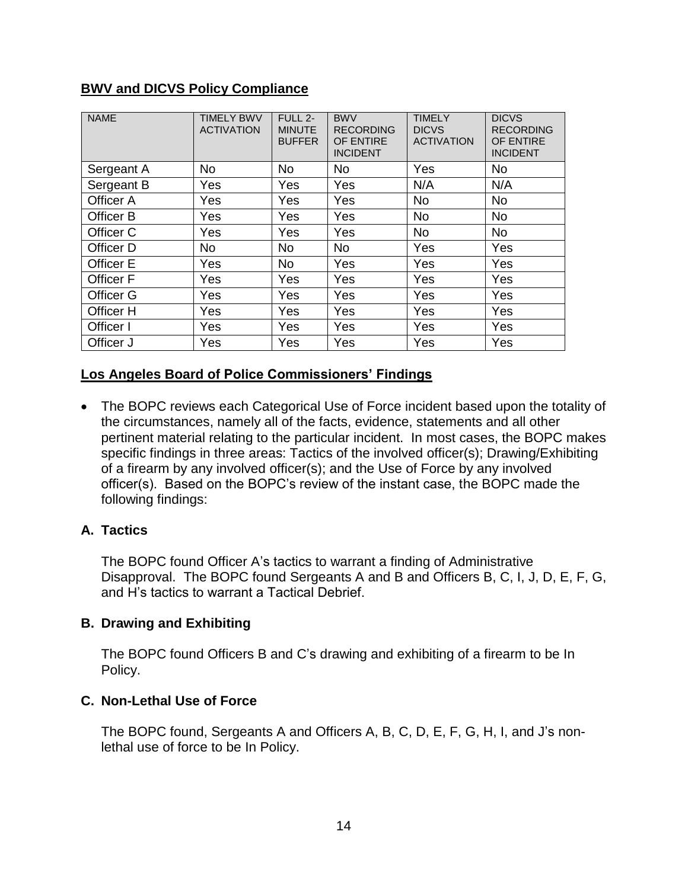## BWV and DICVS Policy Compliance

| NAME | TIMELY BWV ACTIVATION | FULL 2-MINUTE BUFFER | BWV RECORDING OF ENTIRE INCIDENT | TIMELY DICVS ACTIVATION | DICVS RECORDING OF ENTIRE INCIDENT |
|---|---|---|---|---|---|
| Sergeant A | No | No | No | Yes | No |
| Sergeant B | Yes | Yes | Yes | N/A | N/A |
| Officer A | Yes | Yes | Yes | No | No |
| Officer B | Yes | Yes | Yes | No | No |
| Officer C | Yes | Yes | Yes | No | No |
| Officer D | No | No | No | Yes | Yes |
| Officer E | Yes | No | Yes | Yes | Yes |
| Officer F | Yes | Yes | Yes | Yes | Yes |
| Officer G | Yes | Yes | Yes | Yes | Yes |
| Officer H | Yes | Yes | Yes | Yes | Yes |
| Officer I | Yes | Yes | Yes | Yes | Yes |
| Officer J | Yes | Yes | Yes | Yes | Yes |

## Los Angeles Board of Police Commissioners' Findings

- The BOPC reviews each Categorical Use of Force incident based upon the totality of the circumstances, namely all of the facts, evidence, statements and all other pertinent material relating to the particular incident. In most cases, the BOPC makes specific findings in three areas: Tactics of the involved officer(s); Drawing/Exhibiting of a firearm by any involved officer(s); and the Use of Force by any involved officer(s). Based on the BOPC's review of the instant case, the BOPC made the following findings:

### A. Tactics

The BOPC found Officer A's tactics to warrant a finding of Administrative Disapproval. The BOPC found Sergeants A and B and Officers B, C, I, J, D, E, F, G, and H's tactics to warrant a Tactical Debrief.

### B. Drawing and Exhibiting

The BOPC found Officers B and C's drawing and exhibiting of a firearm to be In Policy.

### C. Non-Lethal Use of Force

The BOPC found, Sergeants A and Officers A, B, C, D, E, F, G, H, I, and J's non-lethal use of force to be In Policy.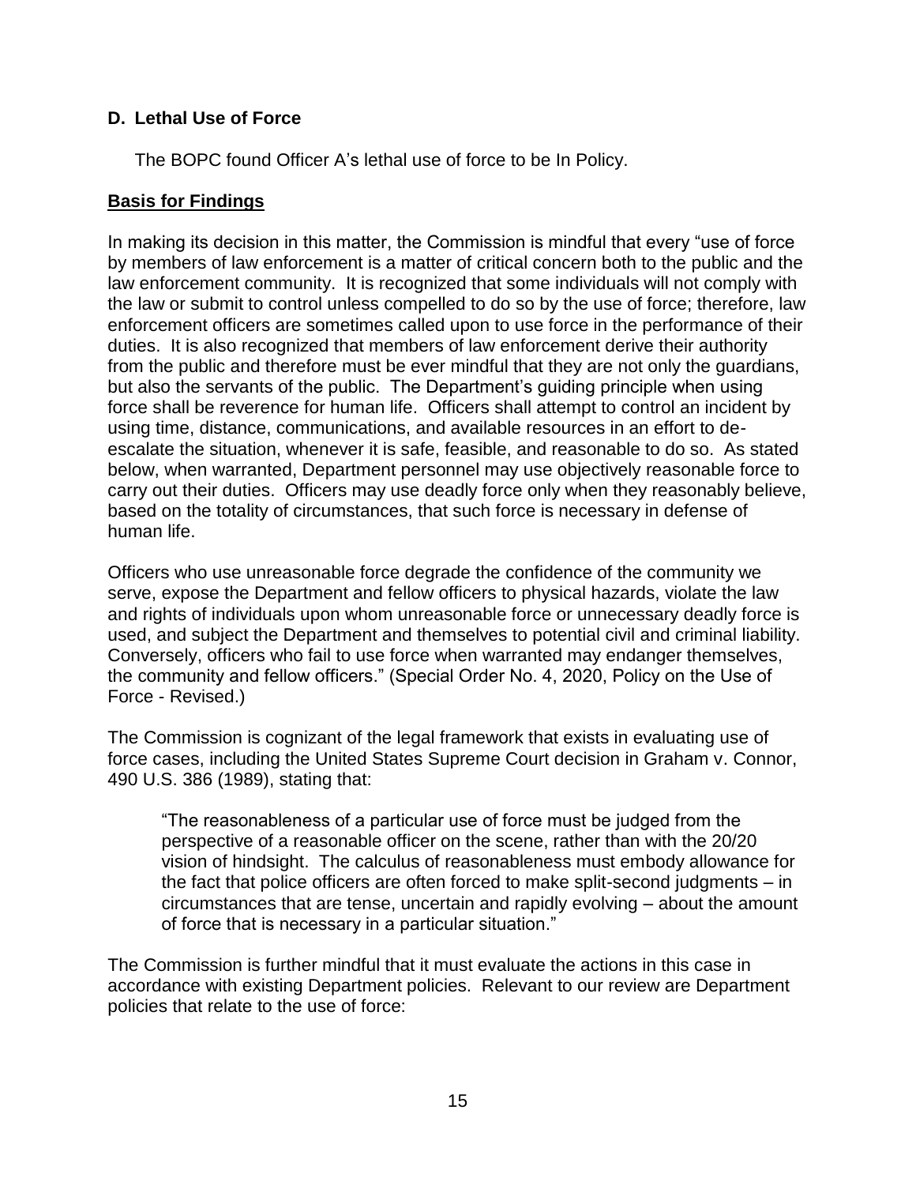### D. Lethal Use of Force

The BOPC found Officer A's lethal use of force to be In Policy.

**Basis for Findings**

In making its decision in this matter, the Commission is mindful that every "use of force by members of law enforcement is a matter of critical concern both to the public and the law enforcement community. It is recognized that some individuals will not comply with the law or submit to control unless compelled to do so by the use of force; therefore, law enforcement officers are sometimes called upon to use force in the performance of their duties. It is also recognized that members of law enforcement derive their authority from the public and therefore must be ever mindful that they are not only the guardians, but also the servants of the public. The Department's guiding principle when using force shall be reverence for human life. Officers shall attempt to control an incident by using time, distance, communications, and available resources in an effort to de-escalate the situation, whenever it is safe, feasible, and reasonable to do so. As stated below, when warranted, Department personnel may use objectively reasonable force to carry out their duties. Officers may use deadly force only when they reasonably believe, based on the totality of circumstances, that such force is necessary in defense of human life.

Officers who use unreasonable force degrade the confidence of the community we serve, expose the Department and fellow officers to physical hazards, violate the law and rights of individuals upon whom unreasonable force or unnecessary deadly force is used, and subject the Department and themselves to potential civil and criminal liability. Conversely, officers who fail to use force when warranted may endanger themselves, the community and fellow officers." (Special Order No. 4, 2020, Policy on the Use of Force - Revised.)

The Commission is cognizant of the legal framework that exists in evaluating use of force cases, including the United States Supreme Court decision in Graham v. Connor, 490 U.S. 386 (1989), stating that:

> "The reasonableness of a particular use of force must be judged from the perspective of a reasonable officer on the scene, rather than with the 20/20 vision of hindsight. The calculus of reasonableness must embody allowance for the fact that police officers are often forced to make split-second judgments – in circumstances that are tense, uncertain and rapidly evolving – about the amount of force that is necessary in a particular situation."

The Commission is further mindful that it must evaluate the actions in this case in accordance with existing Department policies. Relevant to our review are Department policies that relate to the use of force: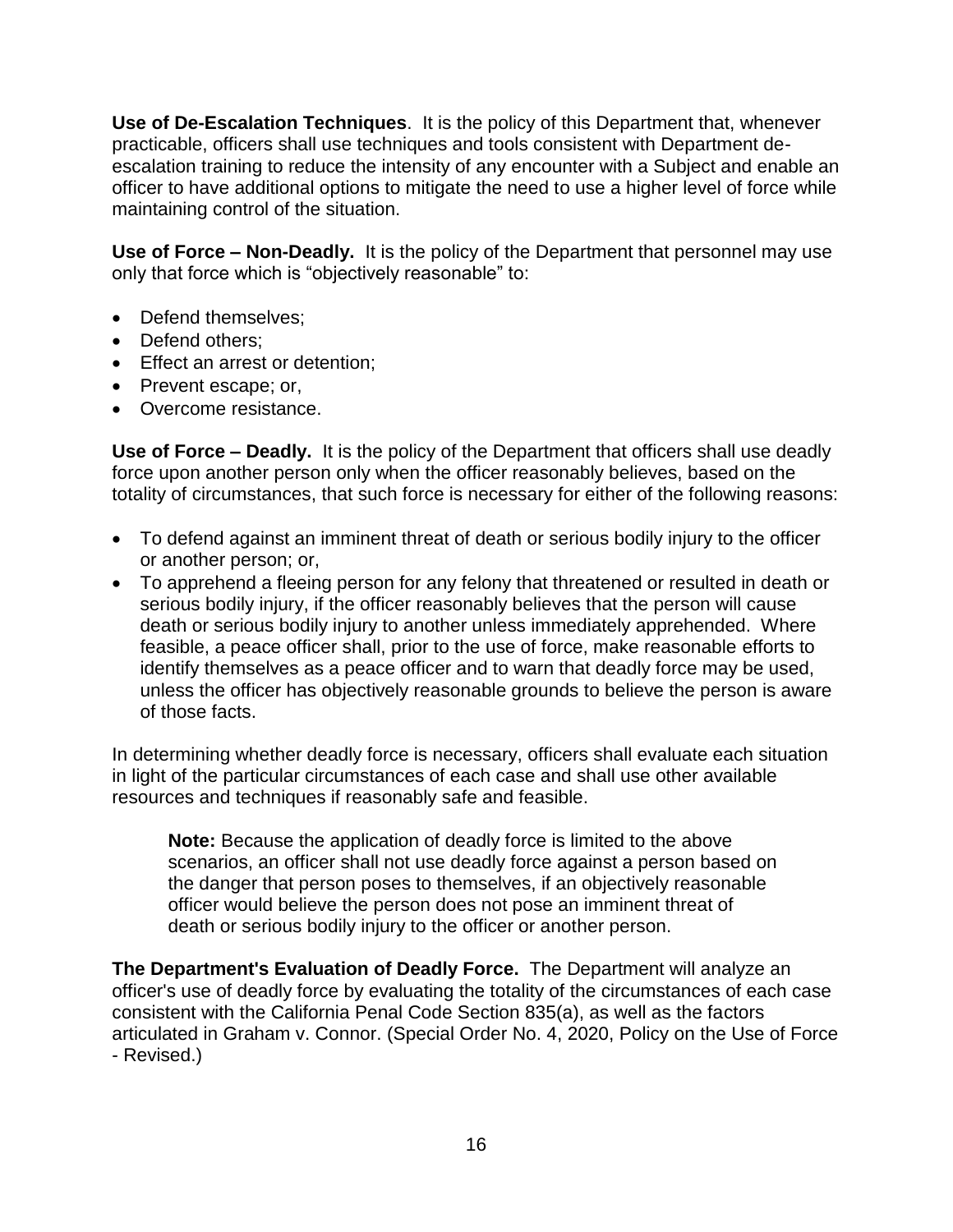**Use of De-Escalation Techniques**. It is the policy of this Department that, whenever practicable, officers shall use techniques and tools consistent with Department de-escalation training to reduce the intensity of any encounter with a Subject and enable an officer to have additional options to mitigate the need to use a higher level of force while maintaining control of the situation.

**Use of Force – Non-Deadly.** It is the policy of the Department that personnel may use only that force which is "objectively reasonable" to:

- Defend themselves;
- Defend others;
- Effect an arrest or detention;
- Prevent escape; or,
- Overcome resistance.

**Use of Force – Deadly.** It is the policy of the Department that officers shall use deadly force upon another person only when the officer reasonably believes, based on the totality of circumstances, that such force is necessary for either of the following reasons:

- To defend against an imminent threat of death or serious bodily injury to the officer or another person; or,
- To apprehend a fleeing person for any felony that threatened or resulted in death or serious bodily injury, if the officer reasonably believes that the person will cause death or serious bodily injury to another unless immediately apprehended. Where feasible, a peace officer shall, prior to the use of force, make reasonable efforts to identify themselves as a peace officer and to warn that deadly force may be used, unless the officer has objectively reasonable grounds to believe the person is aware of those facts.

In determining whether deadly force is necessary, officers shall evaluate each situation in light of the particular circumstances of each case and shall use other available resources and techniques if reasonably safe and feasible.

> **Note:** Because the application of deadly force is limited to the above scenarios, an officer shall not use deadly force against a person based on the danger that person poses to themselves, if an objectively reasonable officer would believe the person does not pose an imminent threat of death or serious bodily injury to the officer or another person.

**The Department's Evaluation of Deadly Force.** The Department will analyze an officer's use of deadly force by evaluating the totality of the circumstances of each case consistent with the California Penal Code Section 835(a), as well as the factors articulated in Graham v. Connor. (Special Order No. 4, 2020, Policy on the Use of Force - Revised.)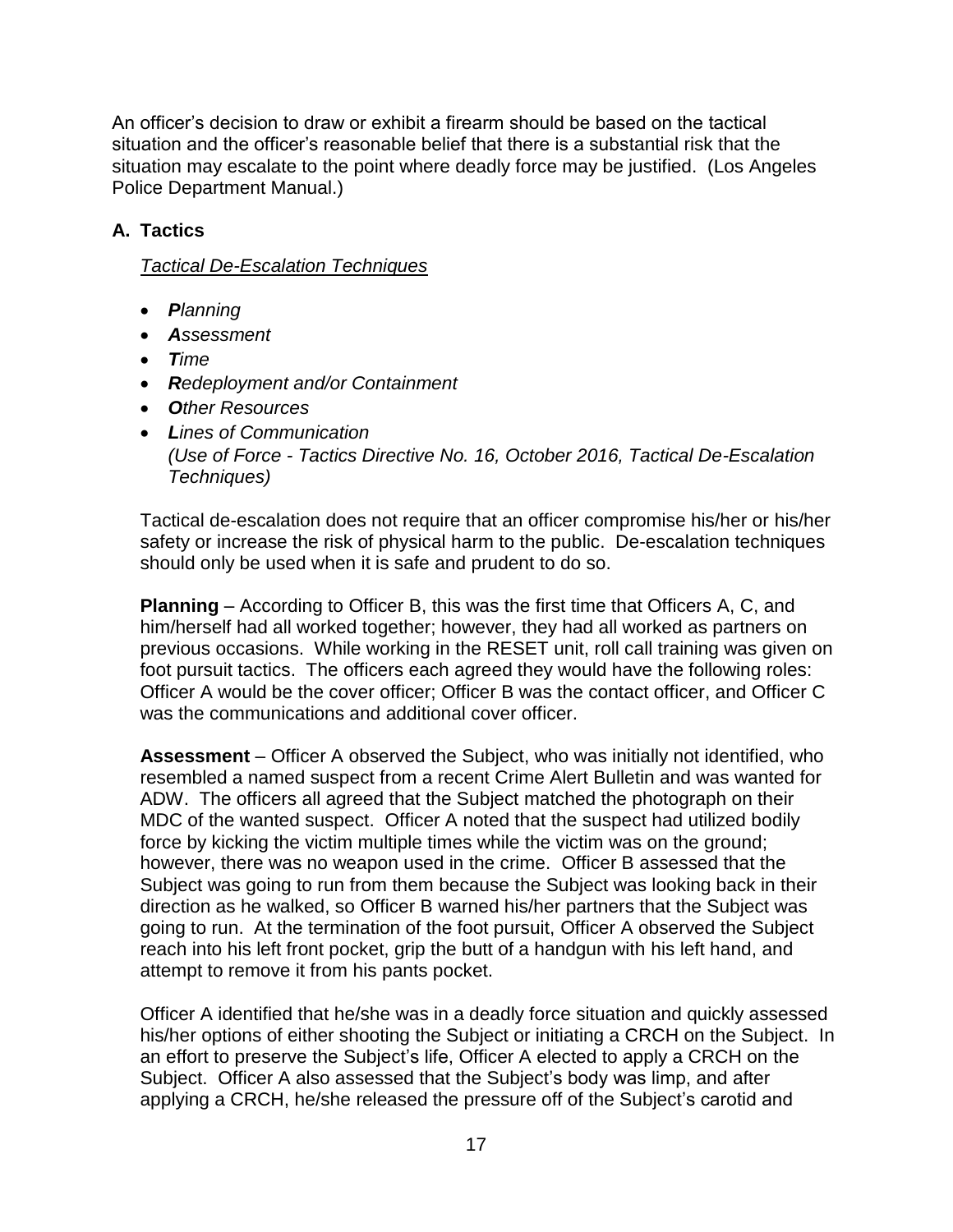An officer's decision to draw or exhibit a firearm should be based on the tactical situation and the officer's reasonable belief that there is a substantial risk that the situation may escalate to the point where deadly force may be justified. (Los Angeles Police Department Manual.)

### A. Tactics

*Tactical De-Escalation Techniques*

- ***P**lanning*
- ***A**ssessment*
- ***T**ime*
- ***R**edeployment and/or Containment*
- ***O**ther Resources*
- ***L**ines of Communication*
  *(Use of Force - Tactics Directive No. 16, October 2016, Tactical De-Escalation Techniques)*

Tactical de-escalation does not require that an officer compromise his/her or his/her safety or increase the risk of physical harm to the public. De-escalation techniques should only be used when it is safe and prudent to do so.

**Planning** – According to Officer B, this was the first time that Officers A, C, and him/herself had all worked together; however, they had all worked as partners on previous occasions. While working in the RESET unit, roll call training was given on foot pursuit tactics. The officers each agreed they would have the following roles: Officer A would be the cover officer; Officer B was the contact officer, and Officer C was the communications and additional cover officer.

**Assessment** – Officer A observed the Subject, who was initially not identified, who resembled a named suspect from a recent Crime Alert Bulletin and was wanted for ADW. The officers all agreed that the Subject matched the photograph on their MDC of the wanted suspect. Officer A noted that the suspect had utilized bodily force by kicking the victim multiple times while the victim was on the ground; however, there was no weapon used in the crime. Officer B assessed that the Subject was going to run from them because the Subject was looking back in their direction as he walked, so Officer B warned his/her partners that the Subject was going to run. At the termination of the foot pursuit, Officer A observed the Subject reach into his left front pocket, grip the butt of a handgun with his left hand, and attempt to remove it from his pants pocket.

Officer A identified that he/she was in a deadly force situation and quickly assessed his/her options of either shooting the Subject or initiating a CRCH on the Subject. In an effort to preserve the Subject's life, Officer A elected to apply a CRCH on the Subject. Officer A also assessed that the Subject's body was limp, and after applying a CRCH, he/she released the pressure off of the Subject's carotid and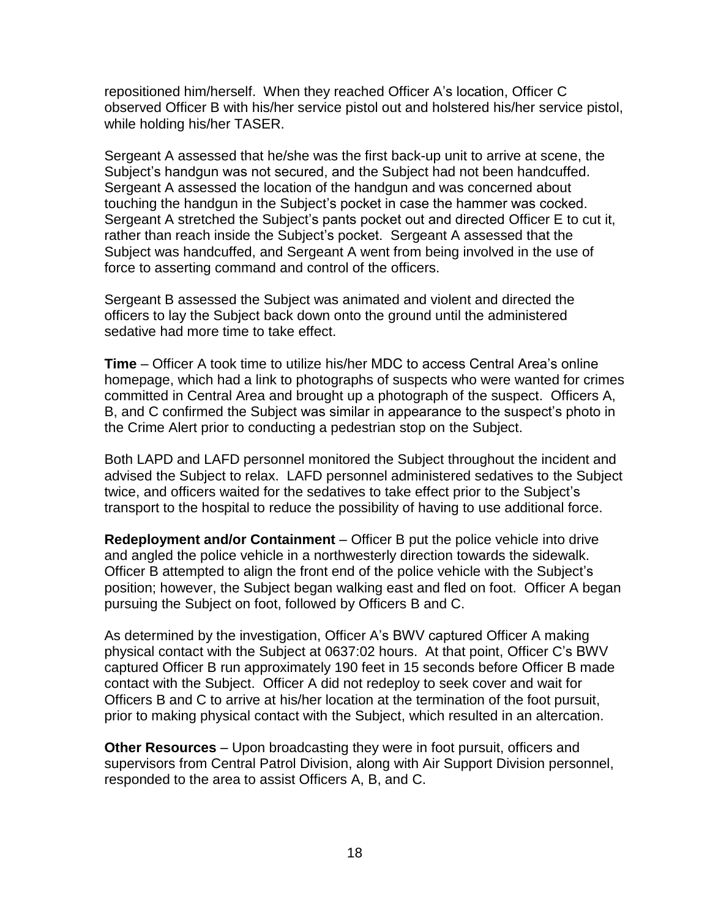repositioned him/herself. When they reached Officer A's location, Officer C observed Officer B with his/her service pistol out and holstered his/her service pistol, while holding his/her TASER.

Sergeant A assessed that he/she was the first back-up unit to arrive at scene, the Subject's handgun was not secured, and the Subject had not been handcuffed. Sergeant A assessed the location of the handgun and was concerned about touching the handgun in the Subject's pocket in case the hammer was cocked. Sergeant A stretched the Subject's pants pocket out and directed Officer E to cut it, rather than reach inside the Subject's pocket. Sergeant A assessed that the Subject was handcuffed, and Sergeant A went from being involved in the use of force to asserting command and control of the officers.

Sergeant B assessed the Subject was animated and violent and directed the officers to lay the Subject back down onto the ground until the administered sedative had more time to take effect.

**Time** – Officer A took time to utilize his/her MDC to access Central Area's online homepage, which had a link to photographs of suspects who were wanted for crimes committed in Central Area and brought up a photograph of the suspect. Officers A, B, and C confirmed the Subject was similar in appearance to the suspect's photo in the Crime Alert prior to conducting a pedestrian stop on the Subject.

Both LAPD and LAFD personnel monitored the Subject throughout the incident and advised the Subject to relax. LAFD personnel administered sedatives to the Subject twice, and officers waited for the sedatives to take effect prior to the Subject's transport to the hospital to reduce the possibility of having to use additional force.

**Redeployment and/or Containment** – Officer B put the police vehicle into drive and angled the police vehicle in a northwesterly direction towards the sidewalk. Officer B attempted to align the front end of the police vehicle with the Subject's position; however, the Subject began walking east and fled on foot. Officer A began pursuing the Subject on foot, followed by Officers B and C.

As determined by the investigation, Officer A's BWV captured Officer A making physical contact with the Subject at 0637:02 hours. At that point, Officer C's BWV captured Officer B run approximately 190 feet in 15 seconds before Officer B made contact with the Subject. Officer A did not redeploy to seek cover and wait for Officers B and C to arrive at his/her location at the termination of the foot pursuit, prior to making physical contact with the Subject, which resulted in an altercation.

**Other Resources** – Upon broadcasting they were in foot pursuit, officers and supervisors from Central Patrol Division, along with Air Support Division personnel, responded to the area to assist Officers A, B, and C.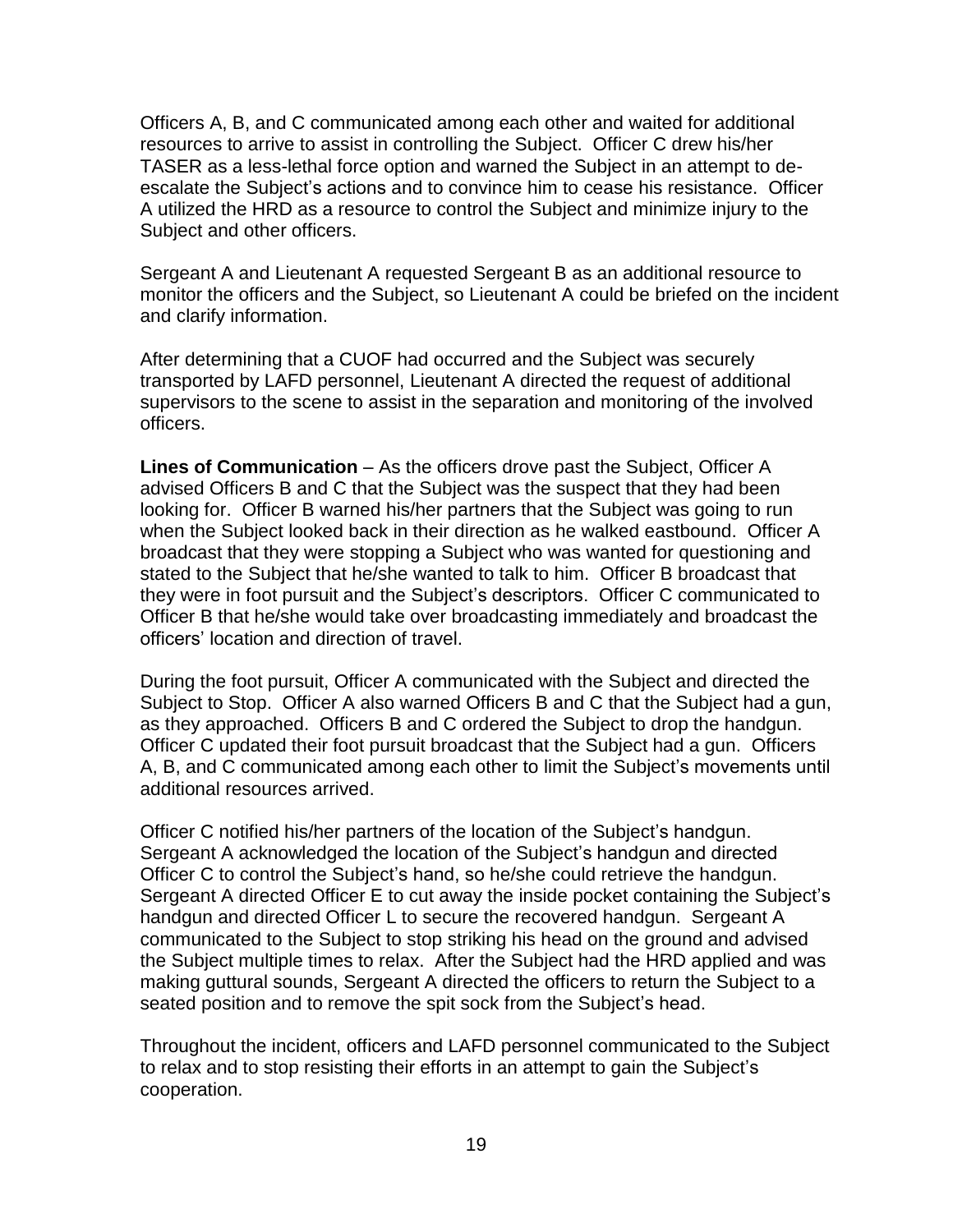Officers A, B, and C communicated among each other and waited for additional resources to arrive to assist in controlling the Subject. Officer C drew his/her TASER as a less-lethal force option and warned the Subject in an attempt to de-escalate the Subject's actions and to convince him to cease his resistance. Officer A utilized the HRD as a resource to control the Subject and minimize injury to the Subject and other officers.

Sergeant A and Lieutenant A requested Sergeant B as an additional resource to monitor the officers and the Subject, so Lieutenant A could be briefed on the incident and clarify information.

After determining that a CUOF had occurred and the Subject was securely transported by LAFD personnel, Lieutenant A directed the request of additional supervisors to the scene to assist in the separation and monitoring of the involved officers.

**Lines of Communication** – As the officers drove past the Subject, Officer A advised Officers B and C that the Subject was the suspect that they had been looking for. Officer B warned his/her partners that the Subject was going to run when the Subject looked back in their direction as he walked eastbound. Officer A broadcast that they were stopping a Subject who was wanted for questioning and stated to the Subject that he/she wanted to talk to him. Officer B broadcast that they were in foot pursuit and the Subject's descriptors. Officer C communicated to Officer B that he/she would take over broadcasting immediately and broadcast the officers' location and direction of travel.

During the foot pursuit, Officer A communicated with the Subject and directed the Subject to Stop. Officer A also warned Officers B and C that the Subject had a gun, as they approached. Officers B and C ordered the Subject to drop the handgun. Officer C updated their foot pursuit broadcast that the Subject had a gun. Officers A, B, and C communicated among each other to limit the Subject's movements until additional resources arrived.

Officer C notified his/her partners of the location of the Subject's handgun. Sergeant A acknowledged the location of the Subject's handgun and directed Officer C to control the Subject's hand, so he/she could retrieve the handgun. Sergeant A directed Officer E to cut away the inside pocket containing the Subject's handgun and directed Officer L to secure the recovered handgun. Sergeant A communicated to the Subject to stop striking his head on the ground and advised the Subject multiple times to relax. After the Subject had the HRD applied and was making guttural sounds, Sergeant A directed the officers to return the Subject to a seated position and to remove the spit sock from the Subject's head.

Throughout the incident, officers and LAFD personnel communicated to the Subject to relax and to stop resisting their efforts in an attempt to gain the Subject's cooperation.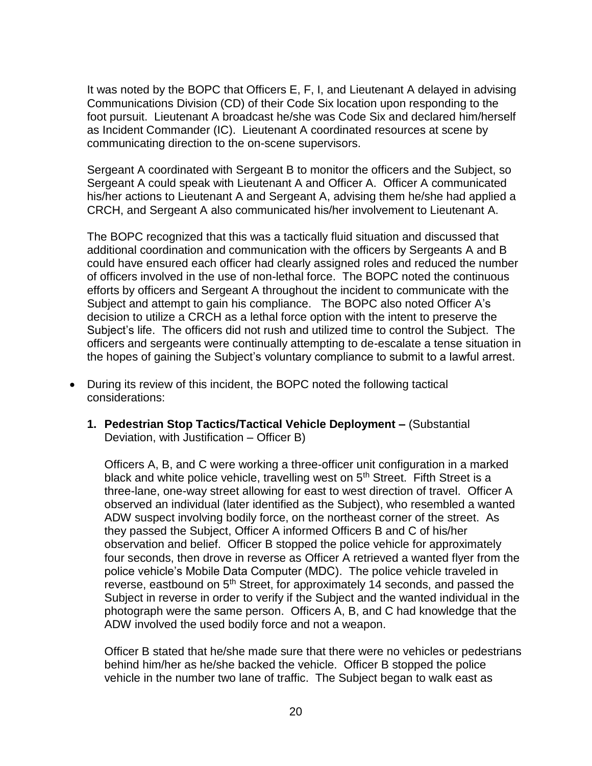It was noted by the BOPC that Officers E, F, I, and Lieutenant A delayed in advising Communications Division (CD) of their Code Six location upon responding to the foot pursuit. Lieutenant A broadcast he/she was Code Six and declared him/herself as Incident Commander (IC). Lieutenant A coordinated resources at scene by communicating direction to the on-scene supervisors.

Sergeant A coordinated with Sergeant B to monitor the officers and the Subject, so Sergeant A could speak with Lieutenant A and Officer A. Officer A communicated his/her actions to Lieutenant A and Sergeant A, advising them he/she had applied a CRCH, and Sergeant A also communicated his/her involvement to Lieutenant A.

The BOPC recognized that this was a tactically fluid situation and discussed that additional coordination and communication with the officers by Sergeants A and B could have ensured each officer had clearly assigned roles and reduced the number of officers involved in the use of non-lethal force. The BOPC noted the continuous efforts by officers and Sergeant A throughout the incident to communicate with the Subject and attempt to gain his compliance. The BOPC also noted Officer A's decision to utilize a CRCH as a lethal force option with the intent to preserve the Subject's life. The officers did not rush and utilized time to control the Subject. The officers and sergeants were continually attempting to de-escalate a tense situation in the hopes of gaining the Subject's voluntary compliance to submit to a lawful arrest.

- During its review of this incident, the BOPC noted the following tactical considerations:

  1. **Pedestrian Stop Tactics/Tactical Vehicle Deployment –** (Substantial Deviation, with Justification – Officer B)

     Officers A, B, and C were working a three-officer unit configuration in a marked black and white police vehicle, travelling west on 5th Street. Fifth Street is a three-lane, one-way street allowing for east to west direction of travel. Officer A observed an individual (later identified as the Subject), who resembled a wanted ADW suspect involving bodily force, on the northeast corner of the street. As they passed the Subject, Officer A informed Officers B and C of his/her observation and belief. Officer B stopped the police vehicle for approximately four seconds, then drove in reverse as Officer A retrieved a wanted flyer from the police vehicle's Mobile Data Computer (MDC). The police vehicle traveled in reverse, eastbound on 5th Street, for approximately 14 seconds, and passed the Subject in reverse in order to verify if the Subject and the wanted individual in the photograph were the same person. Officers A, B, and C had knowledge that the ADW involved the used bodily force and not a weapon.

     Officer B stated that he/she made sure that there were no vehicles or pedestrians behind him/her as he/she backed the vehicle. Officer B stopped the police vehicle in the number two lane of traffic. The Subject began to walk east as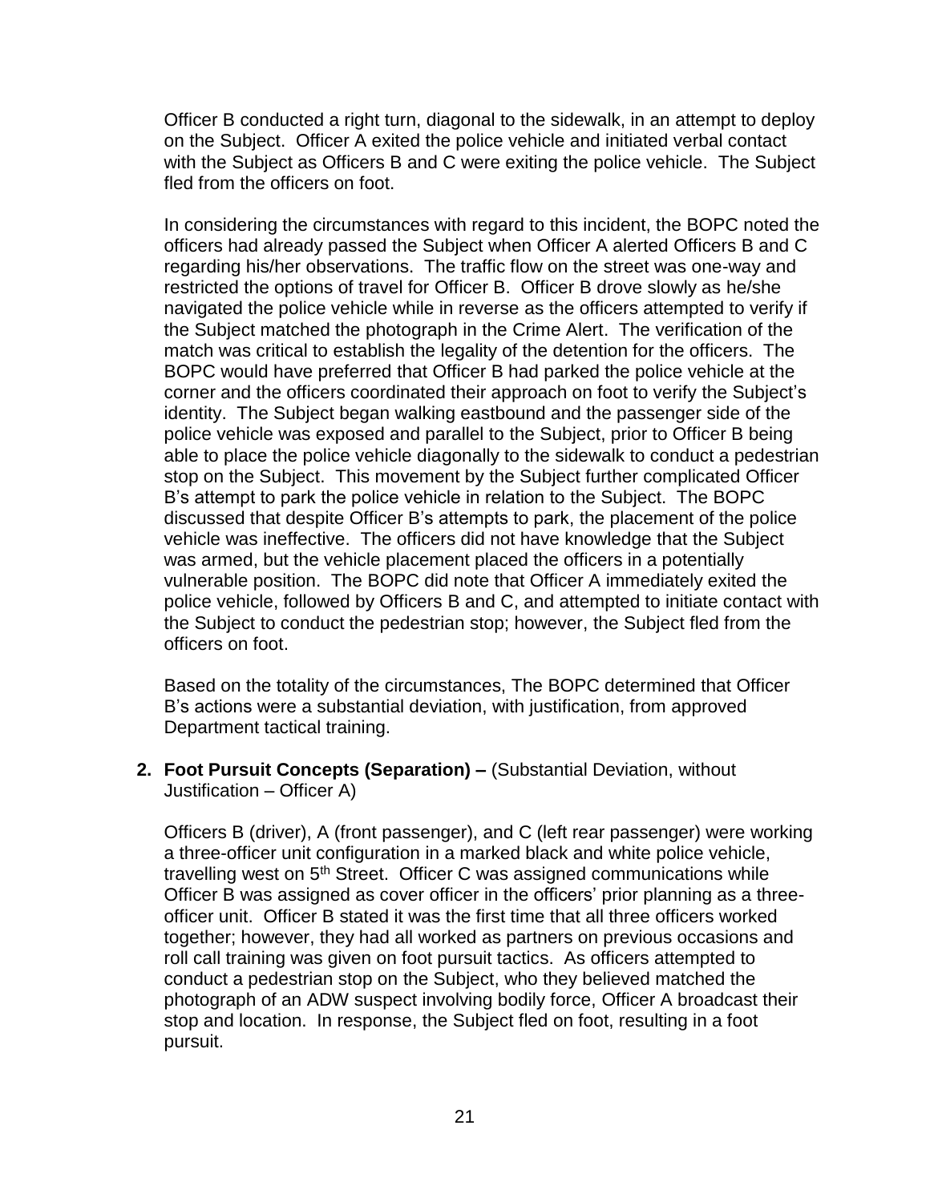Officer B conducted a right turn, diagonal to the sidewalk, in an attempt to deploy on the Subject. Officer A exited the police vehicle and initiated verbal contact with the Subject as Officers B and C were exiting the police vehicle. The Subject fled from the officers on foot.

In considering the circumstances with regard to this incident, the BOPC noted the officers had already passed the Subject when Officer A alerted Officers B and C regarding his/her observations. The traffic flow on the street was one-way and restricted the options of travel for Officer B. Officer B drove slowly as he/she navigated the police vehicle while in reverse as the officers attempted to verify if the Subject matched the photograph in the Crime Alert. The verification of the match was critical to establish the legality of the detention for the officers. The BOPC would have preferred that Officer B had parked the police vehicle at the corner and the officers coordinated their approach on foot to verify the Subject's identity. The Subject began walking eastbound and the passenger side of the police vehicle was exposed and parallel to the Subject, prior to Officer B being able to place the police vehicle diagonally to the sidewalk to conduct a pedestrian stop on the Subject. This movement by the Subject further complicated Officer B's attempt to park the police vehicle in relation to the Subject. The BOPC discussed that despite Officer B's attempts to park, the placement of the police vehicle was ineffective. The officers did not have knowledge that the Subject was armed, but the vehicle placement placed the officers in a potentially vulnerable position. The BOPC did note that Officer A immediately exited the police vehicle, followed by Officers B and C, and attempted to initiate contact with the Subject to conduct the pedestrian stop; however, the Subject fled from the officers on foot.

Based on the totality of the circumstances, The BOPC determined that Officer B's actions were a substantial deviation, with justification, from approved Department tactical training.

**2. Foot Pursuit Concepts (Separation) –** (Substantial Deviation, without Justification – Officer A)

Officers B (driver), A (front passenger), and C (left rear passenger) were working a three-officer unit configuration in a marked black and white police vehicle, travelling west on 5th Street. Officer C was assigned communications while Officer B was assigned as cover officer in the officers' prior planning as a three-officer unit. Officer B stated it was the first time that all three officers worked together; however, they had all worked as partners on previous occasions and roll call training was given on foot pursuit tactics. As officers attempted to conduct a pedestrian stop on the Subject, who they believed matched the photograph of an ADW suspect involving bodily force, Officer A broadcast their stop and location. In response, the Subject fled on foot, resulting in a foot pursuit.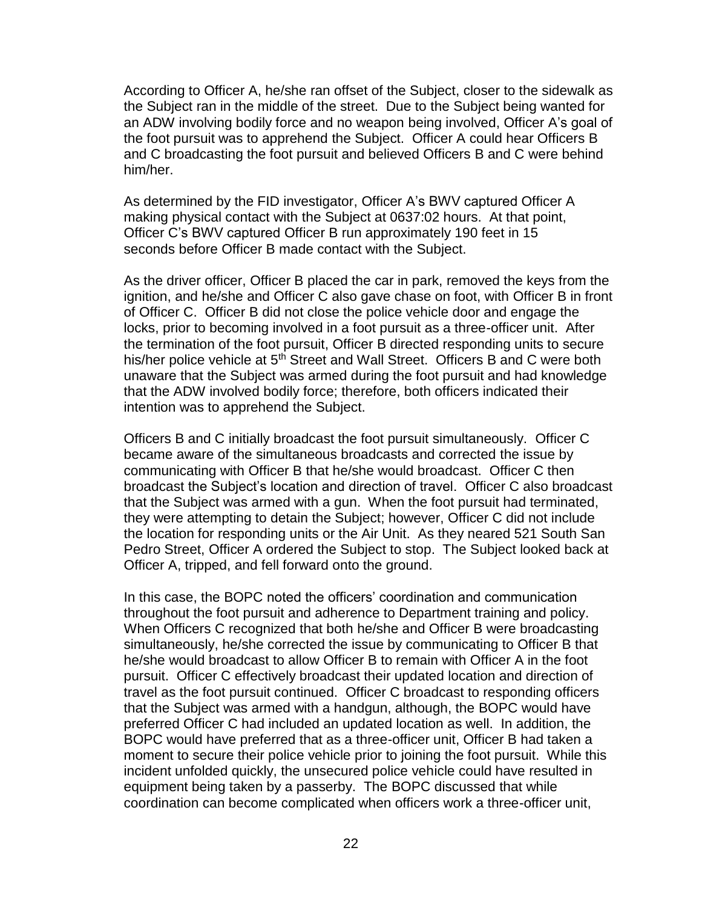According to Officer A, he/she ran offset of the Subject, closer to the sidewalk as the Subject ran in the middle of the street. Due to the Subject being wanted for an ADW involving bodily force and no weapon being involved, Officer A's goal of the foot pursuit was to apprehend the Subject. Officer A could hear Officers B and C broadcasting the foot pursuit and believed Officers B and C were behind him/her.

As determined by the FID investigator, Officer A's BWV captured Officer A making physical contact with the Subject at 0637:02 hours. At that point, Officer C's BWV captured Officer B run approximately 190 feet in 15 seconds before Officer B made contact with the Subject.

As the driver officer, Officer B placed the car in park, removed the keys from the ignition, and he/she and Officer C also gave chase on foot, with Officer B in front of Officer C. Officer B did not close the police vehicle door and engage the locks, prior to becoming involved in a foot pursuit as a three-officer unit. After the termination of the foot pursuit, Officer B directed responding units to secure his/her police vehicle at 5th Street and Wall Street. Officers B and C were both unaware that the Subject was armed during the foot pursuit and had knowledge that the ADW involved bodily force; therefore, both officers indicated their intention was to apprehend the Subject.

Officers B and C initially broadcast the foot pursuit simultaneously. Officer C became aware of the simultaneous broadcasts and corrected the issue by communicating with Officer B that he/she would broadcast. Officer C then broadcast the Subject's location and direction of travel. Officer C also broadcast that the Subject was armed with a gun. When the foot pursuit had terminated, they were attempting to detain the Subject; however, Officer C did not include the location for responding units or the Air Unit. As they neared 521 South San Pedro Street, Officer A ordered the Subject to stop. The Subject looked back at Officer A, tripped, and fell forward onto the ground.

In this case, the BOPC noted the officers' coordination and communication throughout the foot pursuit and adherence to Department training and policy. When Officers C recognized that both he/she and Officer B were broadcasting simultaneously, he/she corrected the issue by communicating to Officer B that he/she would broadcast to allow Officer B to remain with Officer A in the foot pursuit. Officer C effectively broadcast their updated location and direction of travel as the foot pursuit continued. Officer C broadcast to responding officers that the Subject was armed with a handgun, although, the BOPC would have preferred Officer C had included an updated location as well. In addition, the BOPC would have preferred that as a three-officer unit, Officer B had taken a moment to secure their police vehicle prior to joining the foot pursuit. While this incident unfolded quickly, the unsecured police vehicle could have resulted in equipment being taken by a passerby. The BOPC discussed that while coordination can become complicated when officers work a three-officer unit,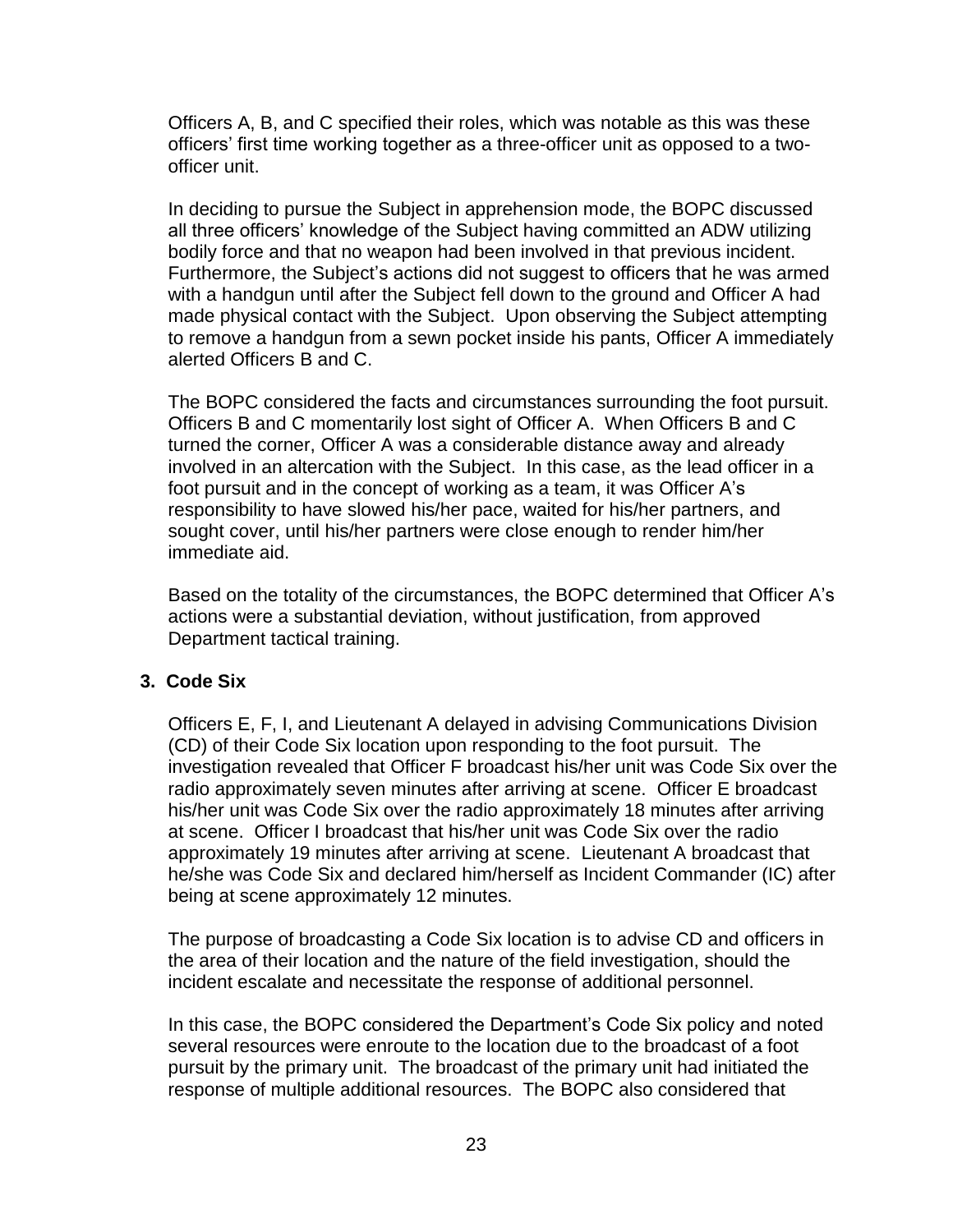Officers A, B, and C specified their roles, which was notable as this was these officers' first time working together as a three-officer unit as opposed to a two-officer unit.

In deciding to pursue the Subject in apprehension mode, the BOPC discussed all three officers' knowledge of the Subject having committed an ADW utilizing bodily force and that no weapon had been involved in that previous incident. Furthermore, the Subject's actions did not suggest to officers that he was armed with a handgun until after the Subject fell down to the ground and Officer A had made physical contact with the Subject. Upon observing the Subject attempting to remove a handgun from a sewn pocket inside his pants, Officer A immediately alerted Officers B and C.

The BOPC considered the facts and circumstances surrounding the foot pursuit. Officers B and C momentarily lost sight of Officer A. When Officers B and C turned the corner, Officer A was a considerable distance away and already involved in an altercation with the Subject. In this case, as the lead officer in a foot pursuit and in the concept of working as a team, it was Officer A's responsibility to have slowed his/her pace, waited for his/her partners, and sought cover, until his/her partners were close enough to render him/her immediate aid.

Based on the totality of the circumstances, the BOPC determined that Officer A's actions were a substantial deviation, without justification, from approved Department tactical training.

**3. Code Six**

Officers E, F, I, and Lieutenant A delayed in advising Communications Division (CD) of their Code Six location upon responding to the foot pursuit. The investigation revealed that Officer F broadcast his/her unit was Code Six over the radio approximately seven minutes after arriving at scene. Officer E broadcast his/her unit was Code Six over the radio approximately 18 minutes after arriving at scene. Officer I broadcast that his/her unit was Code Six over the radio approximately 19 minutes after arriving at scene. Lieutenant A broadcast that he/she was Code Six and declared him/herself as Incident Commander (IC) after being at scene approximately 12 minutes.

The purpose of broadcasting a Code Six location is to advise CD and officers in the area of their location and the nature of the field investigation, should the incident escalate and necessitate the response of additional personnel.

In this case, the BOPC considered the Department's Code Six policy and noted several resources were enroute to the location due to the broadcast of a foot pursuit by the primary unit. The broadcast of the primary unit had initiated the response of multiple additional resources. The BOPC also considered that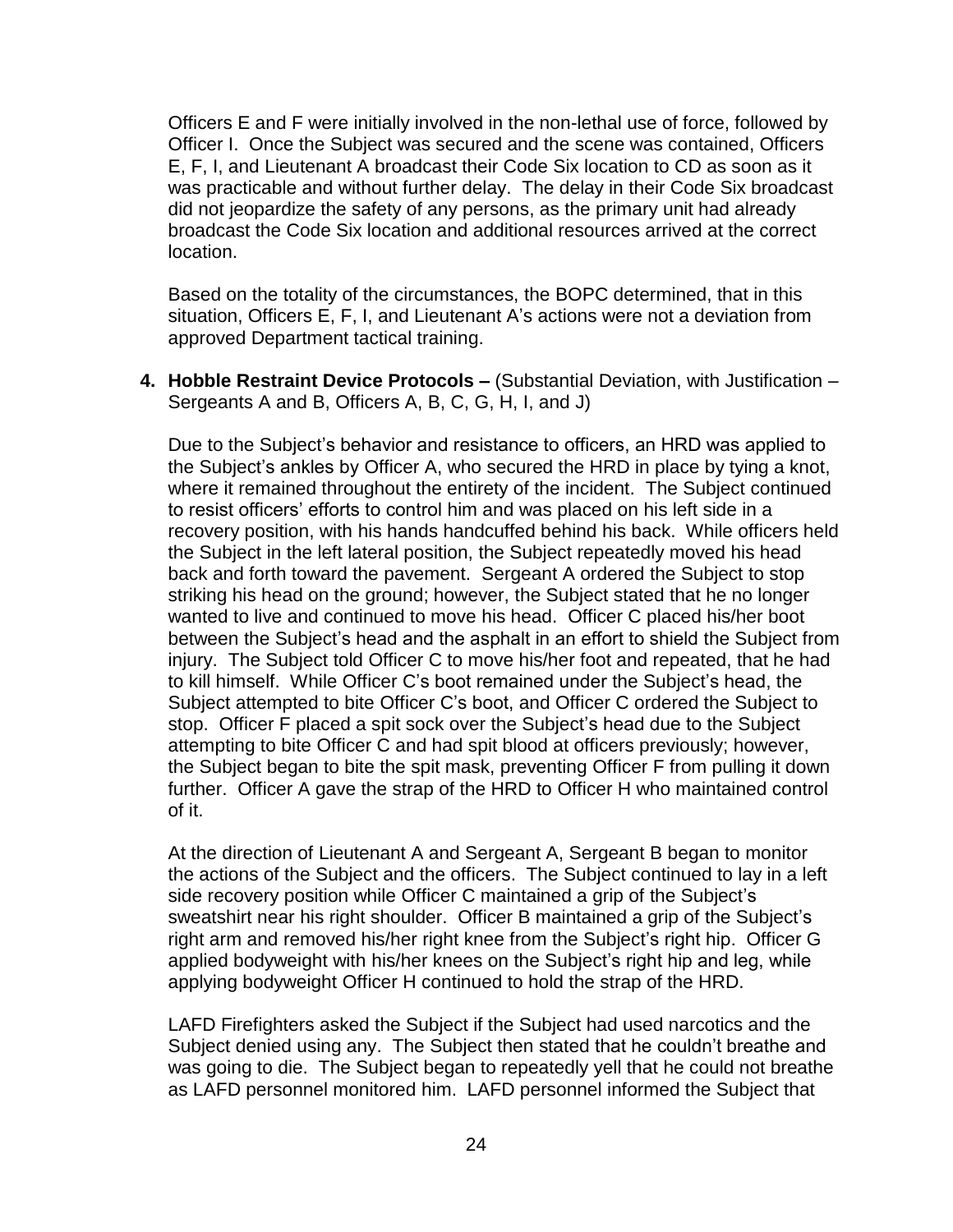Officers E and F were initially involved in the non-lethal use of force, followed by Officer I. Once the Subject was secured and the scene was contained, Officers E, F, I, and Lieutenant A broadcast their Code Six location to CD as soon as it was practicable and without further delay. The delay in their Code Six broadcast did not jeopardize the safety of any persons, as the primary unit had already broadcast the Code Six location and additional resources arrived at the correct location.

Based on the totality of the circumstances, the BOPC determined, that in this situation, Officers E, F, I, and Lieutenant A's actions were not a deviation from approved Department tactical training.

4. **Hobble Restraint Device Protocols –** (Substantial Deviation, with Justification – Sergeants A and B, Officers A, B, C, G, H, I, and J)

   Due to the Subject's behavior and resistance to officers, an HRD was applied to the Subject's ankles by Officer A, who secured the HRD in place by tying a knot, where it remained throughout the entirety of the incident. The Subject continued to resist officers' efforts to control him and was placed on his left side in a recovery position, with his hands handcuffed behind his back. While officers held the Subject in the left lateral position, the Subject repeatedly moved his head back and forth toward the pavement. Sergeant A ordered the Subject to stop striking his head on the ground; however, the Subject stated that he no longer wanted to live and continued to move his head. Officer C placed his/her boot between the Subject's head and the asphalt in an effort to shield the Subject from injury. The Subject told Officer C to move his/her foot and repeated, that he had to kill himself. While Officer C's boot remained under the Subject's head, the Subject attempted to bite Officer C's boot, and Officer C ordered the Subject to stop. Officer F placed a spit sock over the Subject's head due to the Subject attempting to bite Officer C and had spit blood at officers previously; however, the Subject began to bite the spit mask, preventing Officer F from pulling it down further. Officer A gave the strap of the HRD to Officer H who maintained control of it.

   At the direction of Lieutenant A and Sergeant A, Sergeant B began to monitor the actions of the Subject and the officers. The Subject continued to lay in a left side recovery position while Officer C maintained a grip of the Subject's sweatshirt near his right shoulder. Officer B maintained a grip of the Subject's right arm and removed his/her right knee from the Subject's right hip. Officer G applied bodyweight with his/her knees on the Subject's right hip and leg, while applying bodyweight Officer H continued to hold the strap of the HRD.

   LAFD Firefighters asked the Subject if the Subject had used narcotics and the Subject denied using any. The Subject then stated that he couldn't breathe and was going to die. The Subject began to repeatedly yell that he could not breathe as LAFD personnel monitored him. LAFD personnel informed the Subject that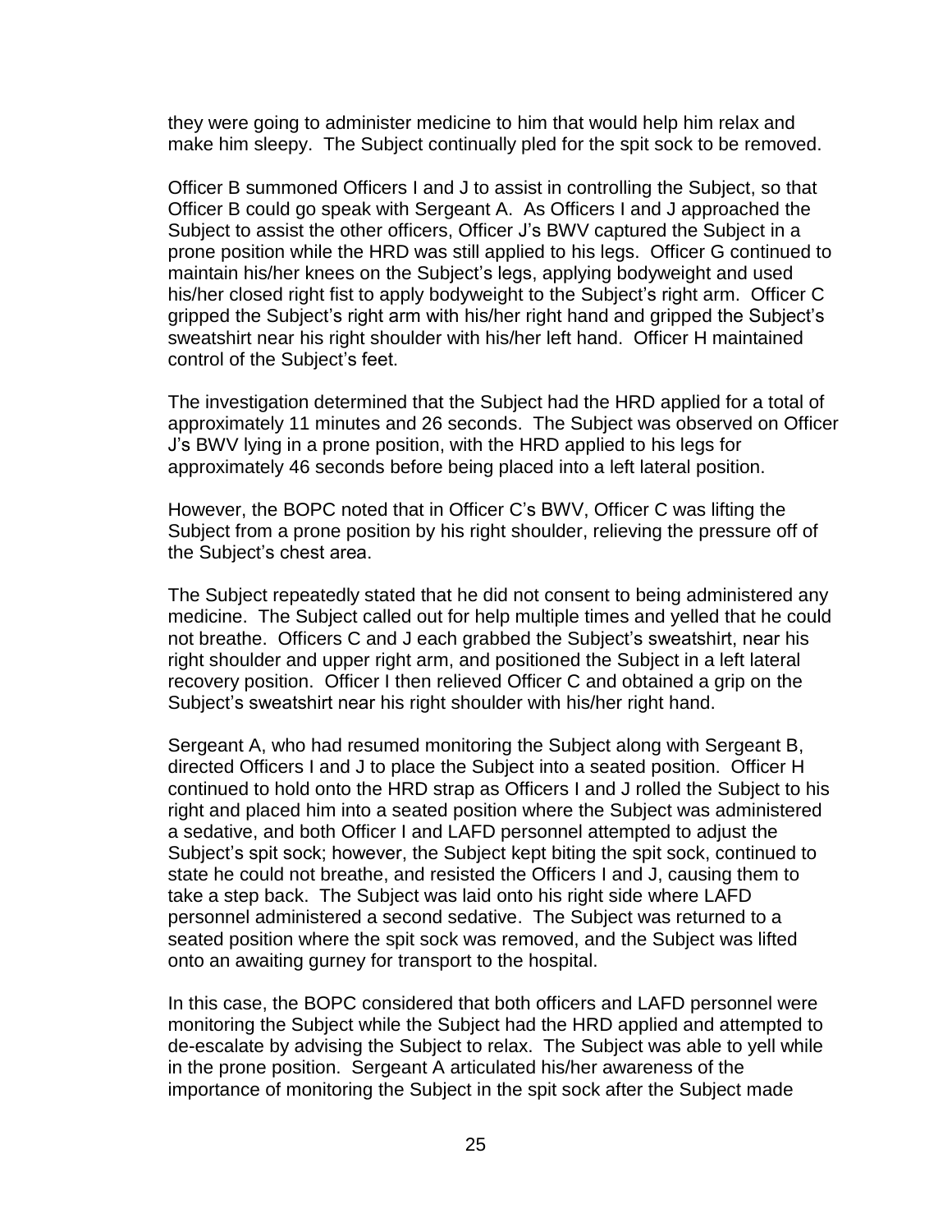they were going to administer medicine to him that would help him relax and make him sleepy. The Subject continually pled for the spit sock to be removed.

Officer B summoned Officers I and J to assist in controlling the Subject, so that Officer B could go speak with Sergeant A. As Officers I and J approached the Subject to assist the other officers, Officer J's BWV captured the Subject in a prone position while the HRD was still applied to his legs. Officer G continued to maintain his/her knees on the Subject's legs, applying bodyweight and used his/her closed right fist to apply bodyweight to the Subject's right arm. Officer C gripped the Subject's right arm with his/her right hand and gripped the Subject's sweatshirt near his right shoulder with his/her left hand. Officer H maintained control of the Subject's feet.

The investigation determined that the Subject had the HRD applied for a total of approximately 11 minutes and 26 seconds. The Subject was observed on Officer J's BWV lying in a prone position, with the HRD applied to his legs for approximately 46 seconds before being placed into a left lateral position.

However, the BOPC noted that in Officer C's BWV, Officer C was lifting the Subject from a prone position by his right shoulder, relieving the pressure off of the Subject's chest area.

The Subject repeatedly stated that he did not consent to being administered any medicine. The Subject called out for help multiple times and yelled that he could not breathe. Officers C and J each grabbed the Subject's sweatshirt, near his right shoulder and upper right arm, and positioned the Subject in a left lateral recovery position. Officer I then relieved Officer C and obtained a grip on the Subject's sweatshirt near his right shoulder with his/her right hand.

Sergeant A, who had resumed monitoring the Subject along with Sergeant B, directed Officers I and J to place the Subject into a seated position. Officer H continued to hold onto the HRD strap as Officers I and J rolled the Subject to his right and placed him into a seated position where the Subject was administered a sedative, and both Officer I and LAFD personnel attempted to adjust the Subject's spit sock; however, the Subject kept biting the spit sock, continued to state he could not breathe, and resisted the Officers I and J, causing them to take a step back. The Subject was laid onto his right side where LAFD personnel administered a second sedative. The Subject was returned to a seated position where the spit sock was removed, and the Subject was lifted onto an awaiting gurney for transport to the hospital.

In this case, the BOPC considered that both officers and LAFD personnel were monitoring the Subject while the Subject had the HRD applied and attempted to de-escalate by advising the Subject to relax. The Subject was able to yell while in the prone position. Sergeant A articulated his/her awareness of the importance of monitoring the Subject in the spit sock after the Subject made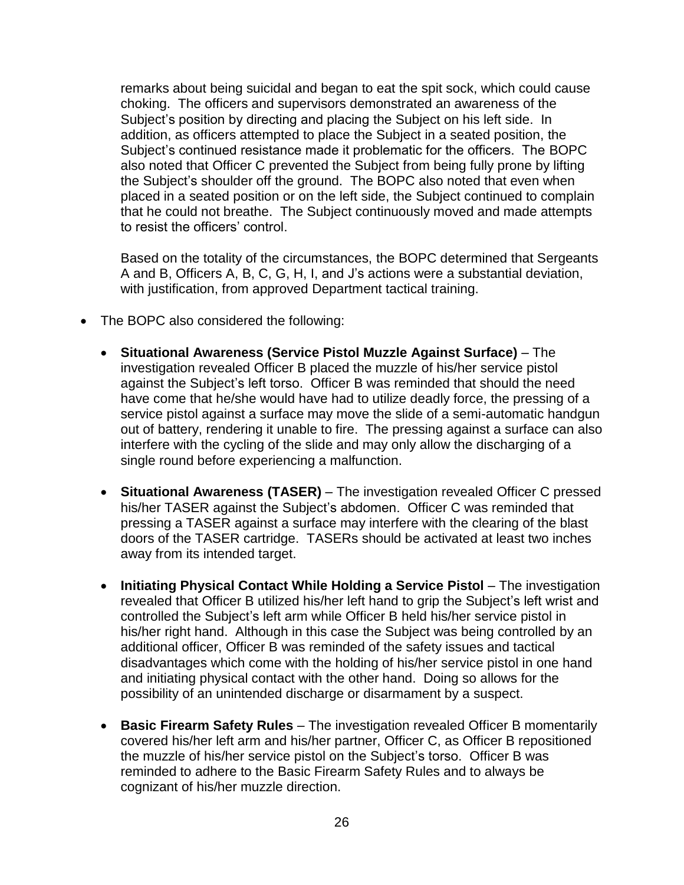remarks about being suicidal and began to eat the spit sock, which could cause choking. The officers and supervisors demonstrated an awareness of the Subject's position by directing and placing the Subject on his left side. In addition, as officers attempted to place the Subject in a seated position, the Subject's continued resistance made it problematic for the officers. The BOPC also noted that Officer C prevented the Subject from being fully prone by lifting the Subject's shoulder off the ground. The BOPC also noted that even when placed in a seated position or on the left side, the Subject continued to complain that he could not breathe. The Subject continuously moved and made attempts to resist the officers' control.

Based on the totality of the circumstances, the BOPC determined that Sergeants A and B, Officers A, B, C, G, H, I, and J's actions were a substantial deviation, with justification, from approved Department tactical training.

- The BOPC also considered the following:
  - **Situational Awareness (Service Pistol Muzzle Against Surface)** – The investigation revealed Officer B placed the muzzle of his/her service pistol against the Subject's left torso. Officer B was reminded that should the need have come that he/she would have had to utilize deadly force, the pressing of a service pistol against a surface may move the slide of a semi-automatic handgun out of battery, rendering it unable to fire. The pressing against a surface can also interfere with the cycling of the slide and may only allow the discharging of a single round before experiencing a malfunction.
  - **Situational Awareness (TASER)** – The investigation revealed Officer C pressed his/her TASER against the Subject's abdomen. Officer C was reminded that pressing a TASER against a surface may interfere with the clearing of the blast doors of the TASER cartridge. TASERs should be activated at least two inches away from its intended target.
  - **Initiating Physical Contact While Holding a Service Pistol** – The investigation revealed that Officer B utilized his/her left hand to grip the Subject's left wrist and controlled the Subject's left arm while Officer B held his/her service pistol in his/her right hand. Although in this case the Subject was being controlled by an additional officer, Officer B was reminded of the safety issues and tactical disadvantages which come with the holding of his/her service pistol in one hand and initiating physical contact with the other hand. Doing so allows for the possibility of an unintended discharge or disarmament by a suspect.
  - **Basic Firearm Safety Rules** – The investigation revealed Officer B momentarily covered his/her left arm and his/her partner, Officer C, as Officer B repositioned the muzzle of his/her service pistol on the Subject's torso. Officer B was reminded to adhere to the Basic Firearm Safety Rules and to always be cognizant of his/her muzzle direction.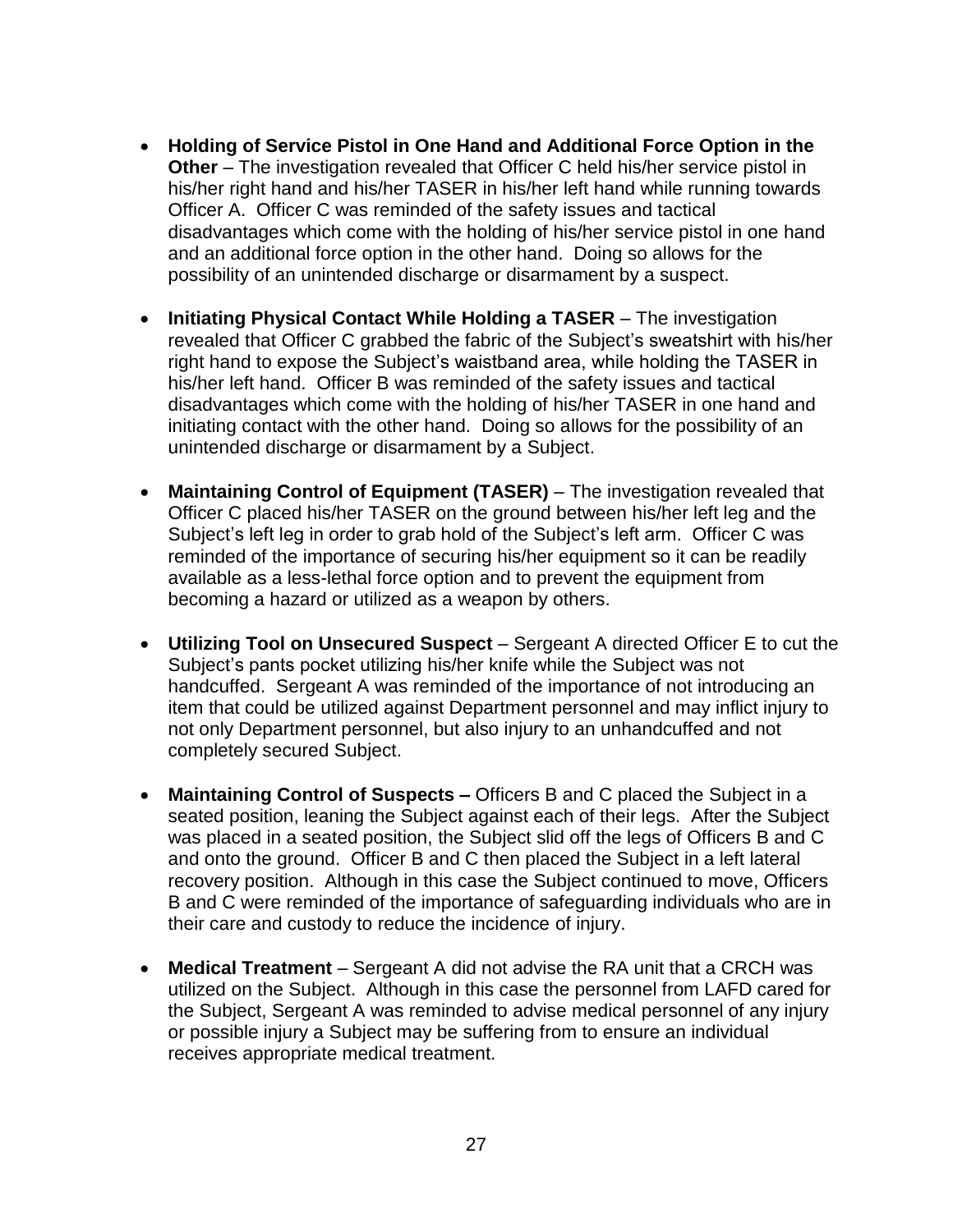- **Holding of Service Pistol in One Hand and Additional Force Option in the Other** – The investigation revealed that Officer C held his/her service pistol in his/her right hand and his/her TASER in his/her left hand while running towards Officer A. Officer C was reminded of the safety issues and tactical disadvantages which come with the holding of his/her service pistol in one hand and an additional force option in the other hand. Doing so allows for the possibility of an unintended discharge or disarmament by a suspect.

- **Initiating Physical Contact While Holding a TASER** – The investigation revealed that Officer C grabbed the fabric of the Subject's sweatshirt with his/her right hand to expose the Subject's waistband area, while holding the TASER in his/her left hand. Officer B was reminded of the safety issues and tactical disadvantages which come with the holding of his/her TASER in one hand and initiating contact with the other hand. Doing so allows for the possibility of an unintended discharge or disarmament by a Subject.

- **Maintaining Control of Equipment (TASER)** – The investigation revealed that Officer C placed his/her TASER on the ground between his/her left leg and the Subject's left leg in order to grab hold of the Subject's left arm. Officer C was reminded of the importance of securing his/her equipment so it can be readily available as a less-lethal force option and to prevent the equipment from becoming a hazard or utilized as a weapon by others.

- **Utilizing Tool on Unsecured Suspect** – Sergeant A directed Officer E to cut the Subject's pants pocket utilizing his/her knife while the Subject was not handcuffed. Sergeant A was reminded of the importance of not introducing an item that could be utilized against Department personnel and may inflict injury to not only Department personnel, but also injury to an unhandcuffed and not completely secured Subject.

- **Maintaining Control of Suspects –** Officers B and C placed the Subject in a seated position, leaning the Subject against each of their legs. After the Subject was placed in a seated position, the Subject slid off the legs of Officers B and C and onto the ground. Officer B and C then placed the Subject in a left lateral recovery position. Although in this case the Subject continued to move, Officers B and C were reminded of the importance of safeguarding individuals who are in their care and custody to reduce the incidence of injury.

- **Medical Treatment** – Sergeant A did not advise the RA unit that a CRCH was utilized on the Subject. Although in this case the personnel from LAFD cared for the Subject, Sergeant A was reminded to advise medical personnel of any injury or possible injury a Subject may be suffering from to ensure an individual receives appropriate medical treatment.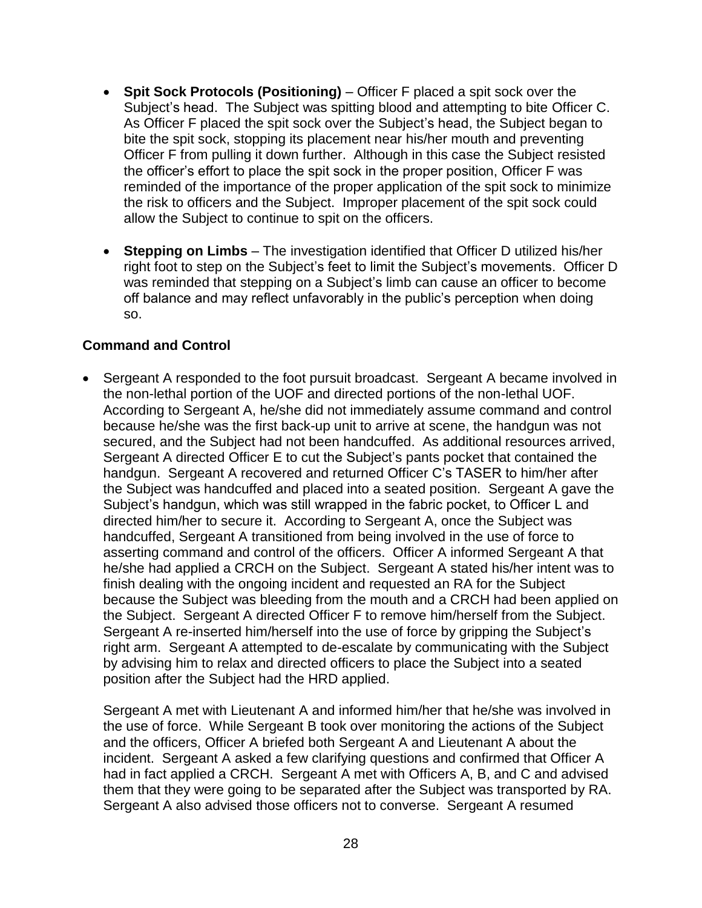- **Spit Sock Protocols (Positioning)** – Officer F placed a spit sock over the Subject's head. The Subject was spitting blood and attempting to bite Officer C. As Officer F placed the spit sock over the Subject's head, the Subject began to bite the spit sock, stopping its placement near his/her mouth and preventing Officer F from pulling it down further. Although in this case the Subject resisted the officer's effort to place the spit sock in the proper position, Officer F was reminded of the importance of the proper application of the spit sock to minimize the risk to officers and the Subject. Improper placement of the spit sock could allow the Subject to continue to spit on the officers.

- **Stepping on Limbs** – The investigation identified that Officer D utilized his/her right foot to step on the Subject's feet to limit the Subject's movements. Officer D was reminded that stepping on a Subject's limb can cause an officer to become off balance and may reflect unfavorably in the public's perception when doing so.

**Command and Control**

- Sergeant A responded to the foot pursuit broadcast. Sergeant A became involved in the non-lethal portion of the UOF and directed portions of the non-lethal UOF. According to Sergeant A, he/she did not immediately assume command and control because he/she was the first back-up unit to arrive at scene, the handgun was not secured, and the Subject had not been handcuffed. As additional resources arrived, Sergeant A directed Officer E to cut the Subject's pants pocket that contained the handgun. Sergeant A recovered and returned Officer C's TASER to him/her after the Subject was handcuffed and placed into a seated position. Sergeant A gave the Subject's handgun, which was still wrapped in the fabric pocket, to Officer L and directed him/her to secure it. According to Sergeant A, once the Subject was handcuffed, Sergeant A transitioned from being involved in the use of force to asserting command and control of the officers. Officer A informed Sergeant A that he/she had applied a CRCH on the Subject. Sergeant A stated his/her intent was to finish dealing with the ongoing incident and requested an RA for the Subject because the Subject was bleeding from the mouth and a CRCH had been applied on the Subject. Sergeant A directed Officer F to remove him/herself from the Subject. Sergeant A re-inserted him/herself into the use of force by gripping the Subject's right arm. Sergeant A attempted to de-escalate by communicating with the Subject by advising him to relax and directed officers to place the Subject into a seated position after the Subject had the HRD applied.

  Sergeant A met with Lieutenant A and informed him/her that he/she was involved in the use of force. While Sergeant B took over monitoring the actions of the Subject and the officers, Officer A briefed both Sergeant A and Lieutenant A about the incident. Sergeant A asked a few clarifying questions and confirmed that Officer A had in fact applied a CRCH. Sergeant A met with Officers A, B, and C and advised them that they were going to be separated after the Subject was transported by RA. Sergeant A also advised those officers not to converse. Sergeant A resumed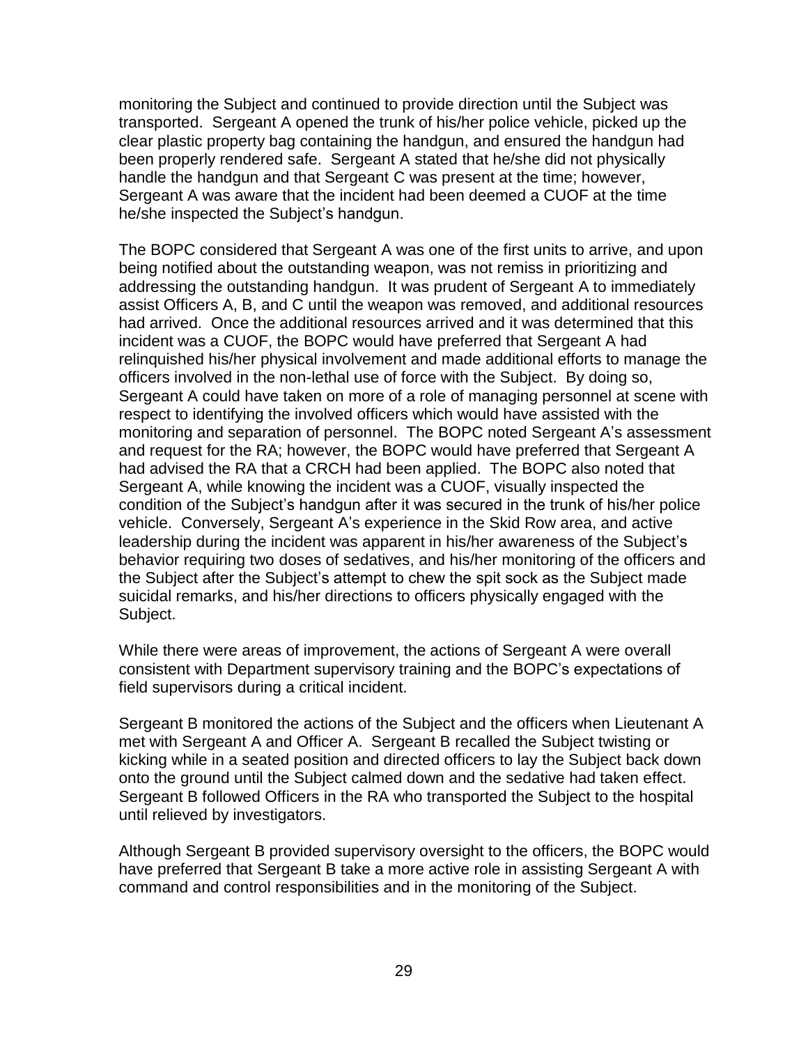monitoring the Subject and continued to provide direction until the Subject was transported. Sergeant A opened the trunk of his/her police vehicle, picked up the clear plastic property bag containing the handgun, and ensured the handgun had been properly rendered safe. Sergeant A stated that he/she did not physically handle the handgun and that Sergeant C was present at the time; however, Sergeant A was aware that the incident had been deemed a CUOF at the time he/she inspected the Subject's handgun.

The BOPC considered that Sergeant A was one of the first units to arrive, and upon being notified about the outstanding weapon, was not remiss in prioritizing and addressing the outstanding handgun. It was prudent of Sergeant A to immediately assist Officers A, B, and C until the weapon was removed, and additional resources had arrived. Once the additional resources arrived and it was determined that this incident was a CUOF, the BOPC would have preferred that Sergeant A had relinquished his/her physical involvement and made additional efforts to manage the officers involved in the non-lethal use of force with the Subject. By doing so, Sergeant A could have taken on more of a role of managing personnel at scene with respect to identifying the involved officers which would have assisted with the monitoring and separation of personnel. The BOPC noted Sergeant A's assessment and request for the RA; however, the BOPC would have preferred that Sergeant A had advised the RA that a CRCH had been applied. The BOPC also noted that Sergeant A, while knowing the incident was a CUOF, visually inspected the condition of the Subject's handgun after it was secured in the trunk of his/her police vehicle. Conversely, Sergeant A's experience in the Skid Row area, and active leadership during the incident was apparent in his/her awareness of the Subject's behavior requiring two doses of sedatives, and his/her monitoring of the officers and the Subject after the Subject's attempt to chew the spit sock as the Subject made suicidal remarks, and his/her directions to officers physically engaged with the Subject.

While there were areas of improvement, the actions of Sergeant A were overall consistent with Department supervisory training and the BOPC's expectations of field supervisors during a critical incident.

Sergeant B monitored the actions of the Subject and the officers when Lieutenant A met with Sergeant A and Officer A. Sergeant B recalled the Subject twisting or kicking while in a seated position and directed officers to lay the Subject back down onto the ground until the Subject calmed down and the sedative had taken effect. Sergeant B followed Officers in the RA who transported the Subject to the hospital until relieved by investigators.

Although Sergeant B provided supervisory oversight to the officers, the BOPC would have preferred that Sergeant B take a more active role in assisting Sergeant A with command and control responsibilities and in the monitoring of the Subject.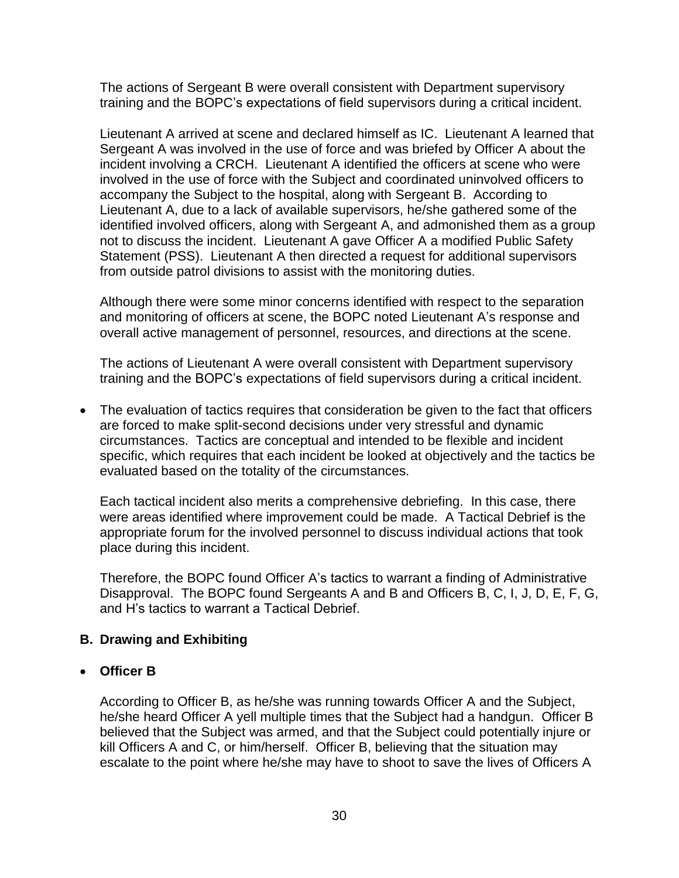The actions of Sergeant B were overall consistent with Department supervisory training and the BOPC's expectations of field supervisors during a critical incident.

Lieutenant A arrived at scene and declared himself as IC. Lieutenant A learned that Sergeant A was involved in the use of force and was briefed by Officer A about the incident involving a CRCH. Lieutenant A identified the officers at scene who were involved in the use of force with the Subject and coordinated uninvolved officers to accompany the Subject to the hospital, along with Sergeant B. According to Lieutenant A, due to a lack of available supervisors, he/she gathered some of the identified involved officers, along with Sergeant A, and admonished them as a group not to discuss the incident. Lieutenant A gave Officer A a modified Public Safety Statement (PSS). Lieutenant A then directed a request for additional supervisors from outside patrol divisions to assist with the monitoring duties.

Although there were some minor concerns identified with respect to the separation and monitoring of officers at scene, the BOPC noted Lieutenant A's response and overall active management of personnel, resources, and directions at the scene.

The actions of Lieutenant A were overall consistent with Department supervisory training and the BOPC's expectations of field supervisors during a critical incident.

- The evaluation of tactics requires that consideration be given to the fact that officers are forced to make split-second decisions under very stressful and dynamic circumstances. Tactics are conceptual and intended to be flexible and incident specific, which requires that each incident be looked at objectively and the tactics be evaluated based on the totality of the circumstances.

  Each tactical incident also merits a comprehensive debriefing. In this case, there were areas identified where improvement could be made. A Tactical Debrief is the appropriate forum for the involved personnel to discuss individual actions that took place during this incident.

  Therefore, the BOPC found Officer A's tactics to warrant a finding of Administrative Disapproval. The BOPC found Sergeants A and B and Officers B, C, I, J, D, E, F, G, and H's tactics to warrant a Tactical Debrief.

## B. Drawing and Exhibiting

- **Officer B**

  According to Officer B, as he/she was running towards Officer A and the Subject, he/she heard Officer A yell multiple times that the Subject had a handgun. Officer B believed that the Subject was armed, and that the Subject could potentially injure or kill Officers A and C, or him/herself. Officer B, believing that the situation may escalate to the point where he/she may have to shoot to save the lives of Officers A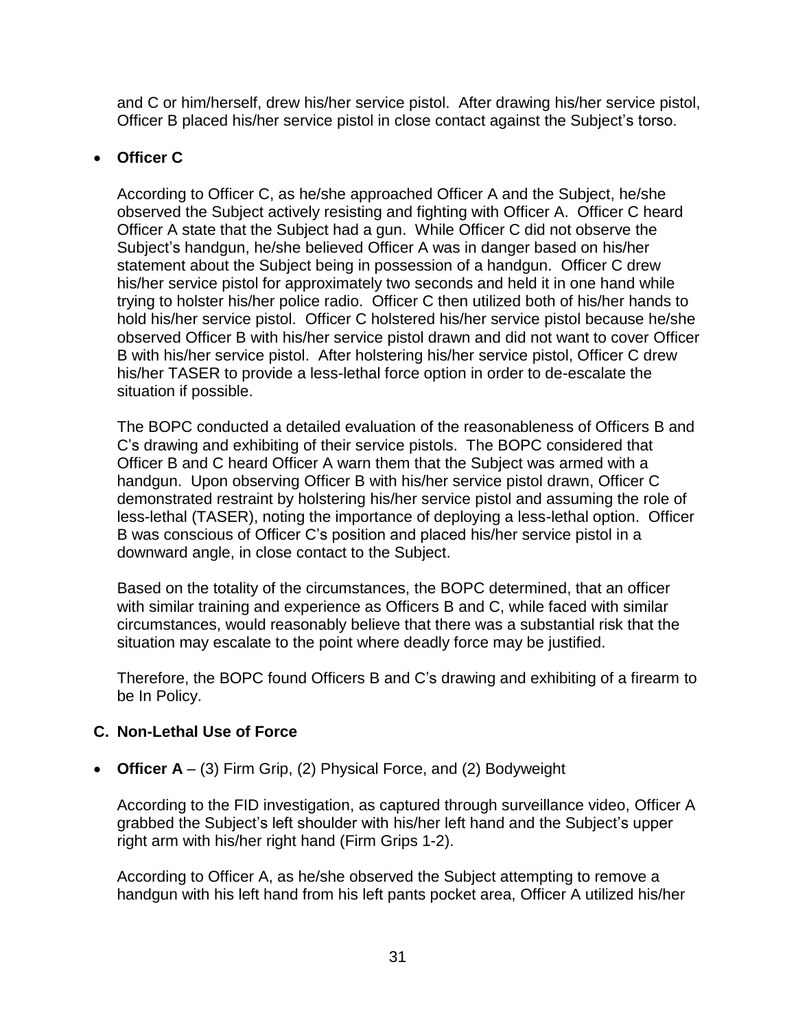and C or him/herself, drew his/her service pistol. After drawing his/her service pistol, Officer B placed his/her service pistol in close contact against the Subject's torso.

- **Officer C**

According to Officer C, as he/she approached Officer A and the Subject, he/she observed the Subject actively resisting and fighting with Officer A. Officer C heard Officer A state that the Subject had a gun. While Officer C did not observe the Subject's handgun, he/she believed Officer A was in danger based on his/her statement about the Subject being in possession of a handgun. Officer C drew his/her service pistol for approximately two seconds and held it in one hand while trying to holster his/her police radio. Officer C then utilized both of his/her hands to hold his/her service pistol. Officer C holstered his/her service pistol because he/she observed Officer B with his/her service pistol drawn and did not want to cover Officer B with his/her service pistol. After holstering his/her service pistol, Officer C drew his/her TASER to provide a less-lethal force option in order to de-escalate the situation if possible.

The BOPC conducted a detailed evaluation of the reasonableness of Officers B and C's drawing and exhibiting of their service pistols. The BOPC considered that Officer B and C heard Officer A warn them that the Subject was armed with a handgun. Upon observing Officer B with his/her service pistol drawn, Officer C demonstrated restraint by holstering his/her service pistol and assuming the role of less-lethal (TASER), noting the importance of deploying a less-lethal option. Officer B was conscious of Officer C's position and placed his/her service pistol in a downward angle, in close contact to the Subject.

Based on the totality of the circumstances, the BOPC determined, that an officer with similar training and experience as Officers B and C, while faced with similar circumstances, would reasonably believe that there was a substantial risk that the situation may escalate to the point where deadly force may be justified.

Therefore, the BOPC found Officers B and C's drawing and exhibiting of a firearm to be In Policy.

### C. Non-Lethal Use of Force

- **Officer A** – (3) Firm Grip, (2) Physical Force, and (2) Bodyweight

According to the FID investigation, as captured through surveillance video, Officer A grabbed the Subject's left shoulder with his/her left hand and the Subject's upper right arm with his/her right hand (Firm Grips 1-2).

According to Officer A, as he/she observed the Subject attempting to remove a handgun with his left hand from his left pants pocket area, Officer A utilized his/her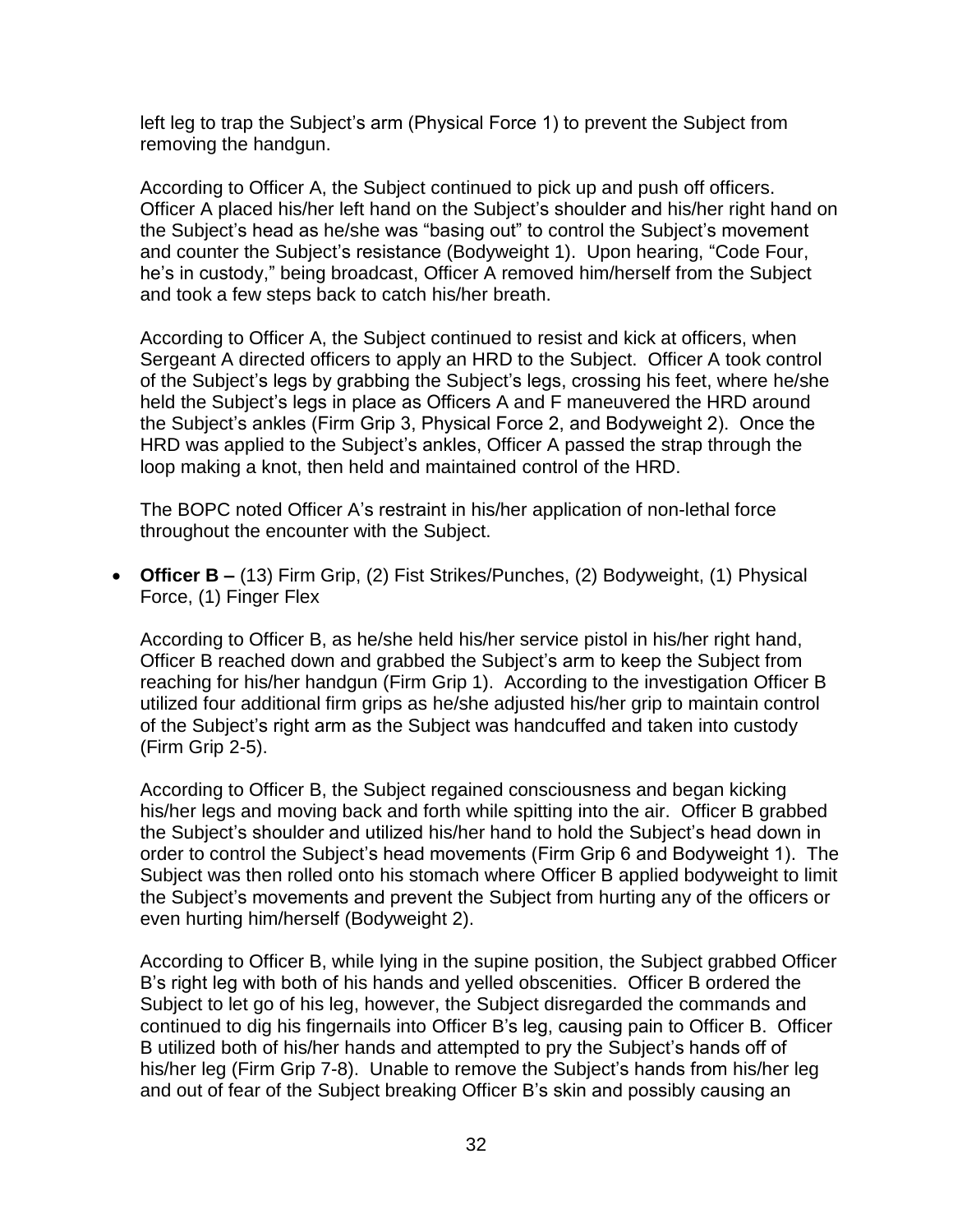left leg to trap the Subject's arm (Physical Force 1) to prevent the Subject from removing the handgun.

According to Officer A, the Subject continued to pick up and push off officers. Officer A placed his/her left hand on the Subject's shoulder and his/her right hand on the Subject's head as he/she was "basing out" to control the Subject's movement and counter the Subject's resistance (Bodyweight 1). Upon hearing, "Code Four, he's in custody," being broadcast, Officer A removed him/herself from the Subject and took a few steps back to catch his/her breath.

According to Officer A, the Subject continued to resist and kick at officers, when Sergeant A directed officers to apply an HRD to the Subject. Officer A took control of the Subject's legs by grabbing the Subject's legs, crossing his feet, where he/she held the Subject's legs in place as Officers A and F maneuvered the HRD around the Subject's ankles (Firm Grip 3, Physical Force 2, and Bodyweight 2). Once the HRD was applied to the Subject's ankles, Officer A passed the strap through the loop making a knot, then held and maintained control of the HRD.

The BOPC noted Officer A's restraint in his/her application of non-lethal force throughout the encounter with the Subject.

- **Officer B –** (13) Firm Grip, (2) Fist Strikes/Punches, (2) Bodyweight, (1) Physical Force, (1) Finger Flex

  According to Officer B, as he/she held his/her service pistol in his/her right hand, Officer B reached down and grabbed the Subject's arm to keep the Subject from reaching for his/her handgun (Firm Grip 1). According to the investigation Officer B utilized four additional firm grips as he/she adjusted his/her grip to maintain control of the Subject's right arm as the Subject was handcuffed and taken into custody (Firm Grip 2-5).

  According to Officer B, the Subject regained consciousness and began kicking his/her legs and moving back and forth while spitting into the air. Officer B grabbed the Subject's shoulder and utilized his/her hand to hold the Subject's head down in order to control the Subject's head movements (Firm Grip 6 and Bodyweight 1). The Subject was then rolled onto his stomach where Officer B applied bodyweight to limit the Subject's movements and prevent the Subject from hurting any of the officers or even hurting him/herself (Bodyweight 2).

  According to Officer B, while lying in the supine position, the Subject grabbed Officer B's right leg with both of his hands and yelled obscenities. Officer B ordered the Subject to let go of his leg, however, the Subject disregarded the commands and continued to dig his fingernails into Officer B's leg, causing pain to Officer B. Officer B utilized both of his/her hands and attempted to pry the Subject's hands off of his/her leg (Firm Grip 7-8). Unable to remove the Subject's hands from his/her leg and out of fear of the Subject breaking Officer B's skin and possibly causing an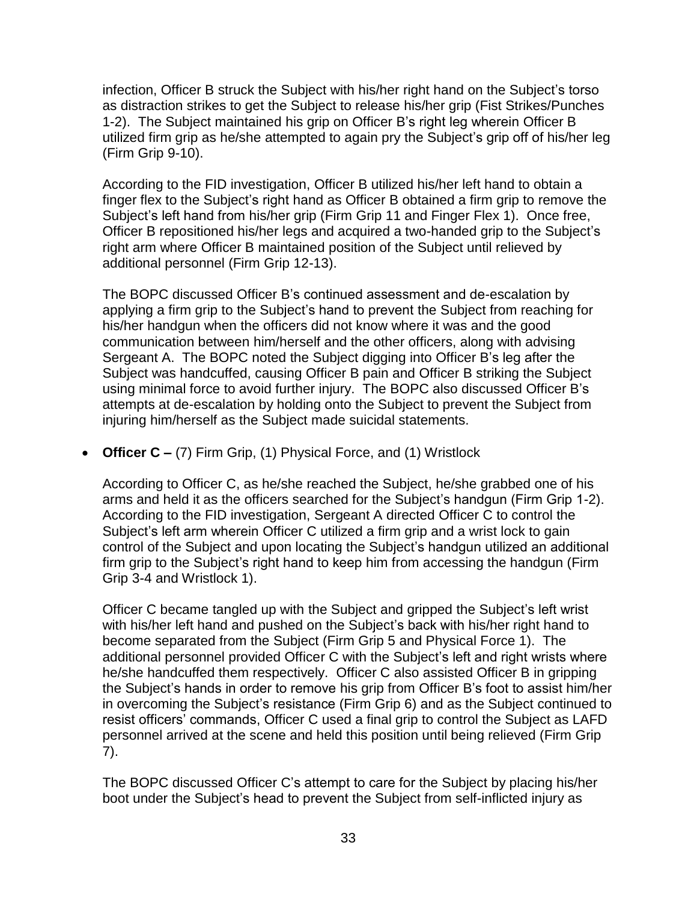infection, Officer B struck the Subject with his/her right hand on the Subject's torso as distraction strikes to get the Subject to release his/her grip (Fist Strikes/Punches 1-2). The Subject maintained his grip on Officer B's right leg wherein Officer B utilized firm grip as he/she attempted to again pry the Subject's grip off of his/her leg (Firm Grip 9-10).

According to the FID investigation, Officer B utilized his/her left hand to obtain a finger flex to the Subject's right hand as Officer B obtained a firm grip to remove the Subject's left hand from his/her grip (Firm Grip 11 and Finger Flex 1). Once free, Officer B repositioned his/her legs and acquired a two-handed grip to the Subject's right arm where Officer B maintained position of the Subject until relieved by additional personnel (Firm Grip 12-13).

The BOPC discussed Officer B's continued assessment and de-escalation by applying a firm grip to the Subject's hand to prevent the Subject from reaching for his/her handgun when the officers did not know where it was and the good communication between him/herself and the other officers, along with advising Sergeant A. The BOPC noted the Subject digging into Officer B's leg after the Subject was handcuffed, causing Officer B pain and Officer B striking the Subject using minimal force to avoid further injury. The BOPC also discussed Officer B's attempts at de-escalation by holding onto the Subject to prevent the Subject from injuring him/herself as the Subject made suicidal statements.

- **Officer C –** (7) Firm Grip, (1) Physical Force, and (1) Wristlock

  According to Officer C, as he/she reached the Subject, he/she grabbed one of his arms and held it as the officers searched for the Subject's handgun (Firm Grip 1-2). According to the FID investigation, Sergeant A directed Officer C to control the Subject's left arm wherein Officer C utilized a firm grip and a wrist lock to gain control of the Subject and upon locating the Subject's handgun utilized an additional firm grip to the Subject's right hand to keep him from accessing the handgun (Firm Grip 3-4 and Wristlock 1).

  Officer C became tangled up with the Subject and gripped the Subject's left wrist with his/her left hand and pushed on the Subject's back with his/her right hand to become separated from the Subject (Firm Grip 5 and Physical Force 1). The additional personnel provided Officer C with the Subject's left and right wrists where he/she handcuffed them respectively. Officer C also assisted Officer B in gripping the Subject's hands in order to remove his grip from Officer B's foot to assist him/her in overcoming the Subject's resistance (Firm Grip 6) and as the Subject continued to resist officers' commands, Officer C used a final grip to control the Subject as LAFD personnel arrived at the scene and held this position until being relieved (Firm Grip 7).

  The BOPC discussed Officer C's attempt to care for the Subject by placing his/her boot under the Subject's head to prevent the Subject from self-inflicted injury as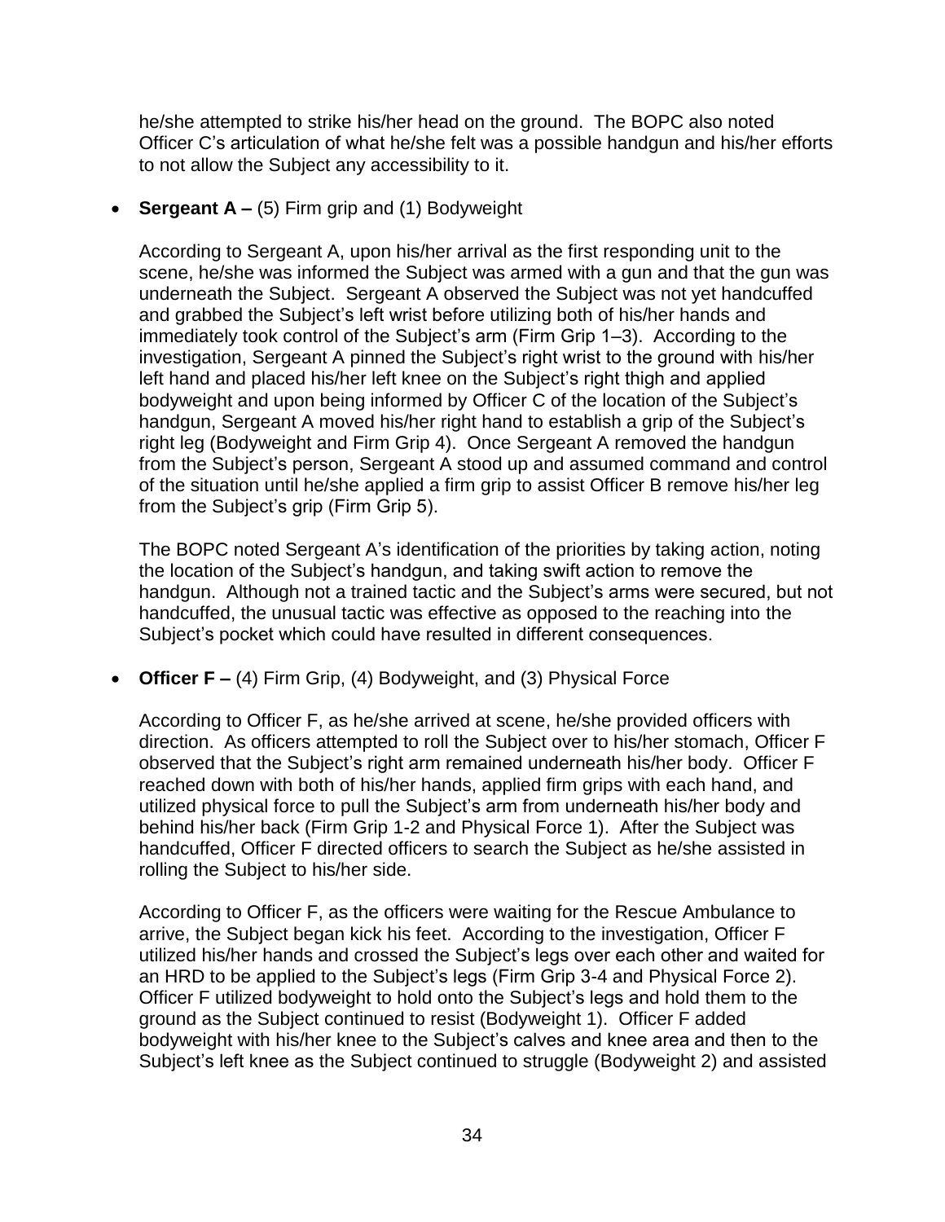he/she attempted to strike his/her head on the ground. The BOPC also noted Officer C's articulation of what he/she felt was a possible handgun and his/her efforts to not allow the Subject any accessibility to it.

- **Sergeant A –** (5) Firm grip and (1) Bodyweight

  According to Sergeant A, upon his/her arrival as the first responding unit to the scene, he/she was informed the Subject was armed with a gun and that the gun was underneath the Subject. Sergeant A observed the Subject was not yet handcuffed and grabbed the Subject's left wrist before utilizing both of his/her hands and immediately took control of the Subject's arm (Firm Grip 1–3). According to the investigation, Sergeant A pinned the Subject's right wrist to the ground with his/her left hand and placed his/her left knee on the Subject's right thigh and applied bodyweight and upon being informed by Officer C of the location of the Subject's handgun, Sergeant A moved his/her right hand to establish a grip of the Subject's right leg (Bodyweight and Firm Grip 4). Once Sergeant A removed the handgun from the Subject's person, Sergeant A stood up and assumed command and control of the situation until he/she applied a firm grip to assist Officer B remove his/her leg from the Subject's grip (Firm Grip 5).

  The BOPC noted Sergeant A's identification of the priorities by taking action, noting the location of the Subject's handgun, and taking swift action to remove the handgun. Although not a trained tactic and the Subject's arms were secured, but not handcuffed, the unusual tactic was effective as opposed to the reaching into the Subject's pocket which could have resulted in different consequences.

- **Officer F –** (4) Firm Grip, (4) Bodyweight, and (3) Physical Force

  According to Officer F, as he/she arrived at scene, he/she provided officers with direction. As officers attempted to roll the Subject over to his/her stomach, Officer F observed that the Subject's right arm remained underneath his/her body. Officer F reached down with both of his/her hands, applied firm grips with each hand, and utilized physical force to pull the Subject's arm from underneath his/her body and behind his/her back (Firm Grip 1-2 and Physical Force 1). After the Subject was handcuffed, Officer F directed officers to search the Subject as he/she assisted in rolling the Subject to his/her side.

  According to Officer F, as the officers were waiting for the Rescue Ambulance to arrive, the Subject began kick his feet. According to the investigation, Officer F utilized his/her hands and crossed the Subject's legs over each other and waited for an HRD to be applied to the Subject's legs (Firm Grip 3-4 and Physical Force 2). Officer F utilized bodyweight to hold onto the Subject's legs and hold them to the ground as the Subject continued to resist (Bodyweight 1). Officer F added bodyweight with his/her knee to the Subject's calves and knee area and then to the Subject's left knee as the Subject continued to struggle (Bodyweight 2) and assisted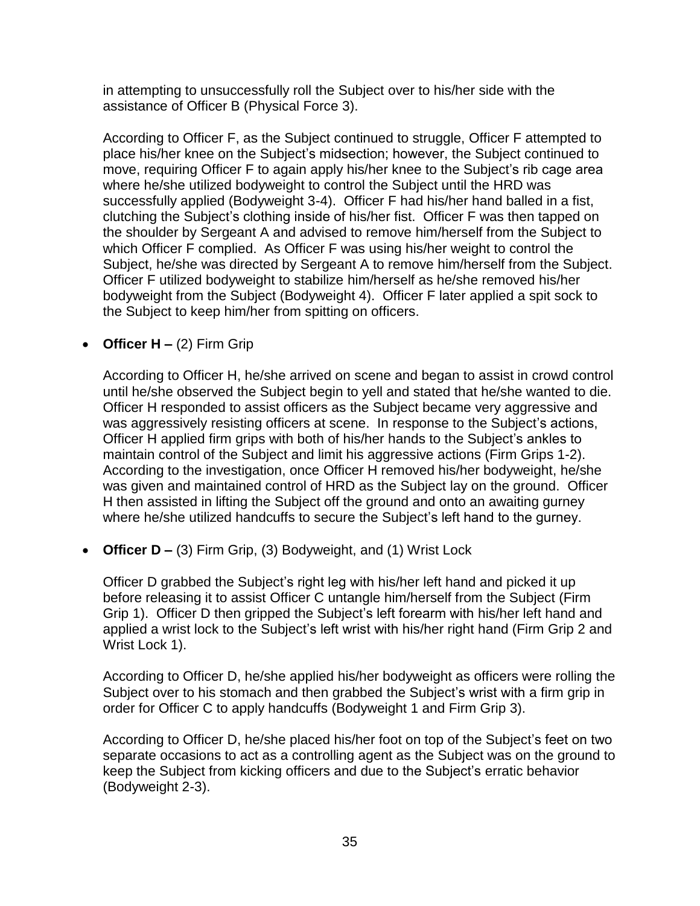in attempting to unsuccessfully roll the Subject over to his/her side with the assistance of Officer B (Physical Force 3).

According to Officer F, as the Subject continued to struggle, Officer F attempted to place his/her knee on the Subject's midsection; however, the Subject continued to move, requiring Officer F to again apply his/her knee to the Subject's rib cage area where he/she utilized bodyweight to control the Subject until the HRD was successfully applied (Bodyweight 3-4). Officer F had his/her hand balled in a fist, clutching the Subject's clothing inside of his/her fist. Officer F was then tapped on the shoulder by Sergeant A and advised to remove him/herself from the Subject to which Officer F complied. As Officer F was using his/her weight to control the Subject, he/she was directed by Sergeant A to remove him/herself from the Subject. Officer F utilized bodyweight to stabilize him/herself as he/she removed his/her bodyweight from the Subject (Bodyweight 4). Officer F later applied a spit sock to the Subject to keep him/her from spitting on officers.

- **Officer H –** (2) Firm Grip

  According to Officer H, he/she arrived on scene and began to assist in crowd control until he/she observed the Subject begin to yell and stated that he/she wanted to die. Officer H responded to assist officers as the Subject became very aggressive and was aggressively resisting officers at scene. In response to the Subject's actions, Officer H applied firm grips with both of his/her hands to the Subject's ankles to maintain control of the Subject and limit his aggressive actions (Firm Grips 1-2). According to the investigation, once Officer H removed his/her bodyweight, he/she was given and maintained control of HRD as the Subject lay on the ground. Officer H then assisted in lifting the Subject off the ground and onto an awaiting gurney where he/she utilized handcuffs to secure the Subject's left hand to the gurney.

- **Officer D –** (3) Firm Grip, (3) Bodyweight, and (1) Wrist Lock

  Officer D grabbed the Subject's right leg with his/her left hand and picked it up before releasing it to assist Officer C untangle him/herself from the Subject (Firm Grip 1). Officer D then gripped the Subject's left forearm with his/her left hand and applied a wrist lock to the Subject's left wrist with his/her right hand (Firm Grip 2 and Wrist Lock 1).

  According to Officer D, he/she applied his/her bodyweight as officers were rolling the Subject over to his stomach and then grabbed the Subject's wrist with a firm grip in order for Officer C to apply handcuffs (Bodyweight 1 and Firm Grip 3).

  According to Officer D, he/she placed his/her foot on top of the Subject's feet on two separate occasions to act as a controlling agent as the Subject was on the ground to keep the Subject from kicking officers and due to the Subject's erratic behavior (Bodyweight 2-3).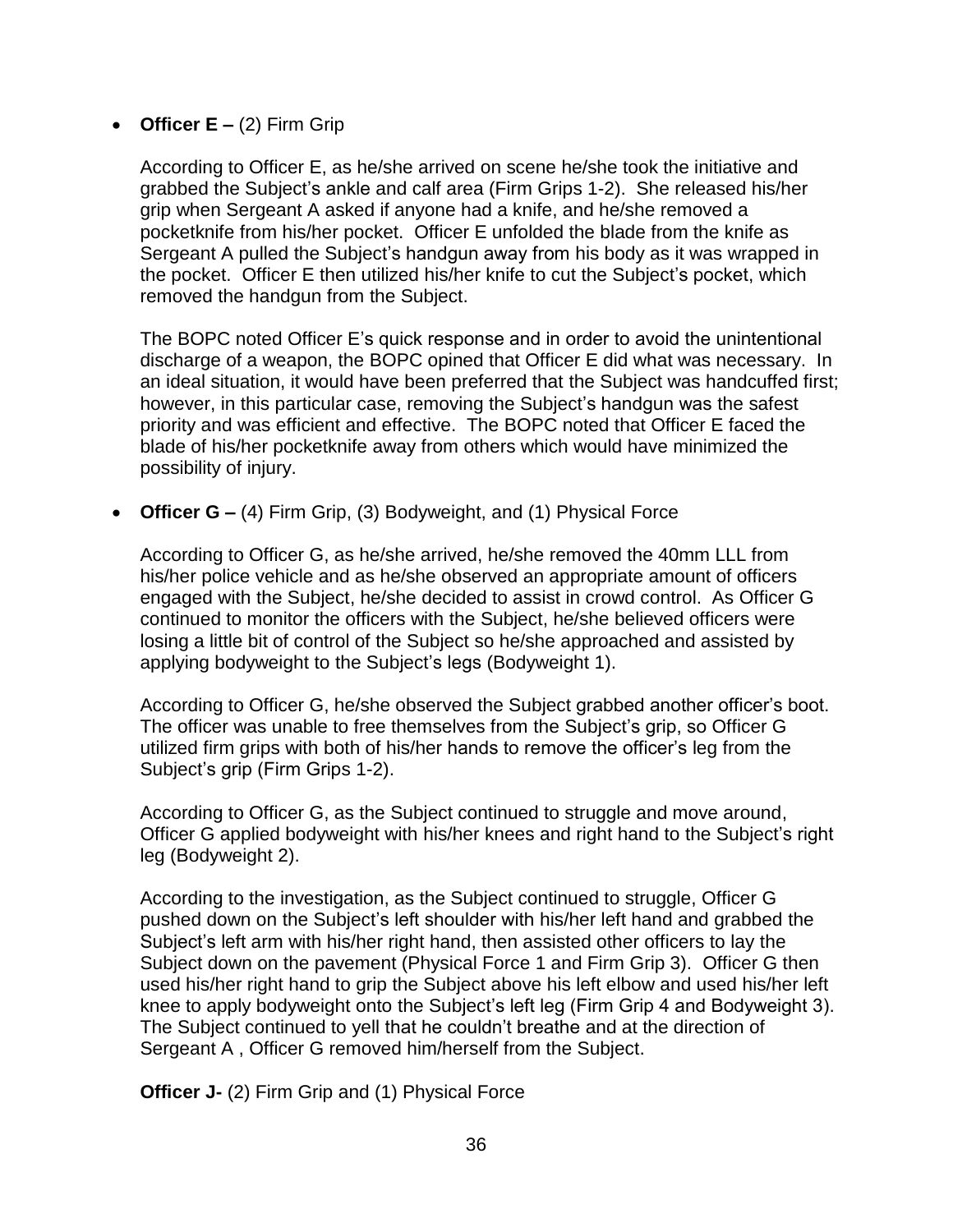- **Officer E –** (2) Firm Grip

  According to Officer E, as he/she arrived on scene he/she took the initiative and grabbed the Subject's ankle and calf area (Firm Grips 1-2). She released his/her grip when Sergeant A asked if anyone had a knife, and he/she removed a pocketknife from his/her pocket. Officer E unfolded the blade from the knife as Sergeant A pulled the Subject's handgun away from his body as it was wrapped in the pocket. Officer E then utilized his/her knife to cut the Subject's pocket, which removed the handgun from the Subject.

  The BOPC noted Officer E's quick response and in order to avoid the unintentional discharge of a weapon, the BOPC opined that Officer E did what was necessary. In an ideal situation, it would have been preferred that the Subject was handcuffed first; however, in this particular case, removing the Subject's handgun was the safest priority and was efficient and effective. The BOPC noted that Officer E faced the blade of his/her pocketknife away from others which would have minimized the possibility of injury.

- **Officer G –** (4) Firm Grip, (3) Bodyweight, and (1) Physical Force

  According to Officer G, as he/she arrived, he/she removed the 40mm LLL from his/her police vehicle and as he/she observed an appropriate amount of officers engaged with the Subject, he/she decided to assist in crowd control. As Officer G continued to monitor the officers with the Subject, he/she believed officers were losing a little bit of control of the Subject so he/she approached and assisted by applying bodyweight to the Subject's legs (Bodyweight 1).

  According to Officer G, he/she observed the Subject grabbed another officer's boot. The officer was unable to free themselves from the Subject's grip, so Officer G utilized firm grips with both of his/her hands to remove the officer's leg from the Subject's grip (Firm Grips 1-2).

  According to Officer G, as the Subject continued to struggle and move around, Officer G applied bodyweight with his/her knees and right hand to the Subject's right leg (Bodyweight 2).

  According to the investigation, as the Subject continued to struggle, Officer G pushed down on the Subject's left shoulder with his/her left hand and grabbed the Subject's left arm with his/her right hand, then assisted other officers to lay the Subject down on the pavement (Physical Force 1 and Firm Grip 3). Officer G then used his/her right hand to grip the Subject above his left elbow and used his/her left knee to apply bodyweight onto the Subject's left leg (Firm Grip 4 and Bodyweight 3). The Subject continued to yell that he couldn't breathe and at the direction of Sergeant A , Officer G removed him/herself from the Subject.

  **Officer J-** (2) Firm Grip and (1) Physical Force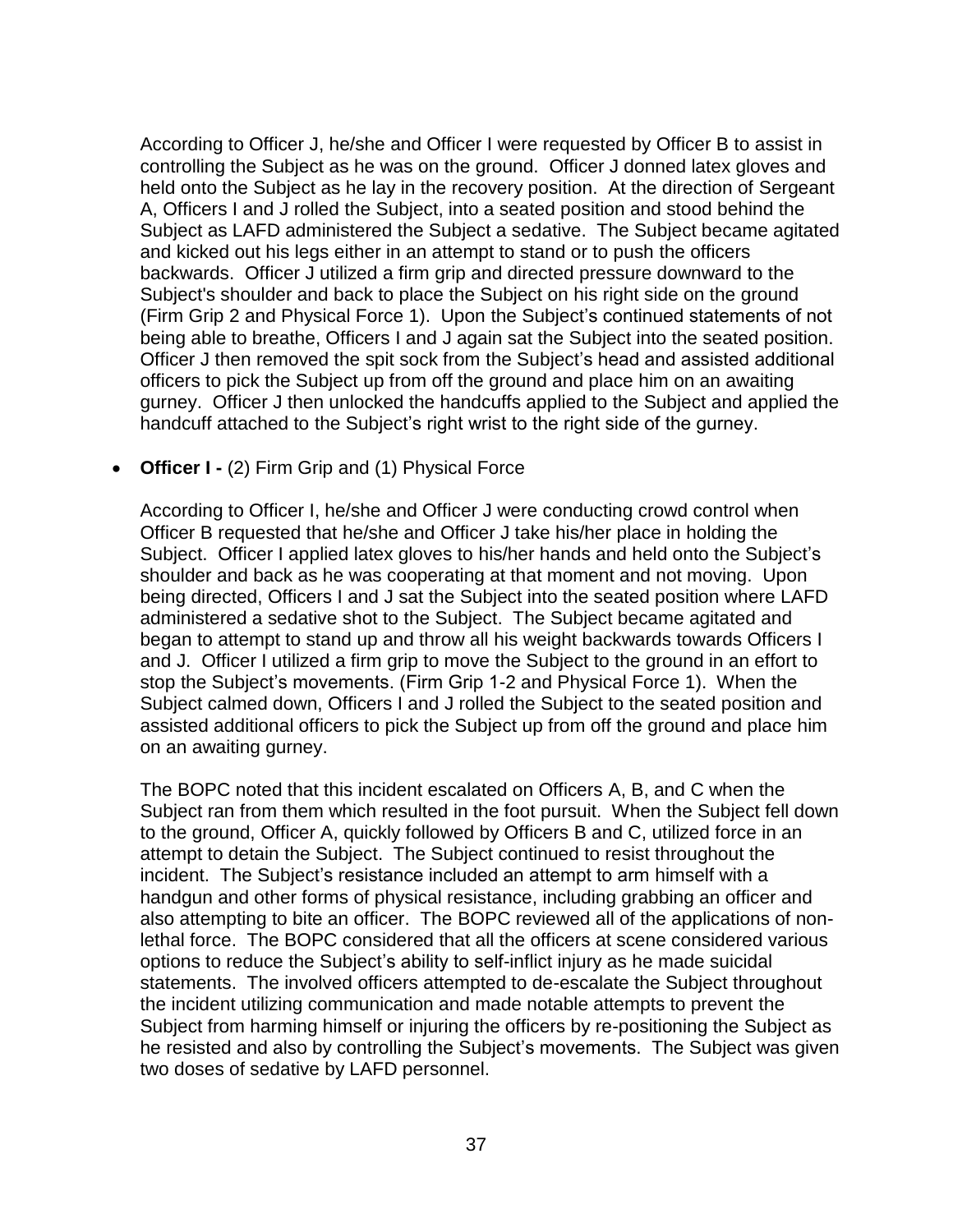According to Officer J, he/she and Officer I were requested by Officer B to assist in controlling the Subject as he was on the ground. Officer J donned latex gloves and held onto the Subject as he lay in the recovery position. At the direction of Sergeant A, Officers I and J rolled the Subject, into a seated position and stood behind the Subject as LAFD administered the Subject a sedative. The Subject became agitated and kicked out his legs either in an attempt to stand or to push the officers backwards. Officer J utilized a firm grip and directed pressure downward to the Subject's shoulder and back to place the Subject on his right side on the ground (Firm Grip 2 and Physical Force 1). Upon the Subject's continued statements of not being able to breathe, Officers I and J again sat the Subject into the seated position. Officer J then removed the spit sock from the Subject's head and assisted additional officers to pick the Subject up from off the ground and place him on an awaiting gurney. Officer J then unlocked the handcuffs applied to the Subject and applied the handcuff attached to the Subject's right wrist to the right side of the gurney.

- **Officer I -** (2) Firm Grip and (1) Physical Force

According to Officer I, he/she and Officer J were conducting crowd control when Officer B requested that he/she and Officer J take his/her place in holding the Subject. Officer I applied latex gloves to his/her hands and held onto the Subject's shoulder and back as he was cooperating at that moment and not moving. Upon being directed, Officers I and J sat the Subject into the seated position where LAFD administered a sedative shot to the Subject. The Subject became agitated and began to attempt to stand up and throw all his weight backwards towards Officers I and J. Officer I utilized a firm grip to move the Subject to the ground in an effort to stop the Subject's movements. (Firm Grip 1-2 and Physical Force 1). When the Subject calmed down, Officers I and J rolled the Subject to the seated position and assisted additional officers to pick the Subject up from off the ground and place him on an awaiting gurney.

The BOPC noted that this incident escalated on Officers A, B, and C when the Subject ran from them which resulted in the foot pursuit. When the Subject fell down to the ground, Officer A, quickly followed by Officers B and C, utilized force in an attempt to detain the Subject. The Subject continued to resist throughout the incident. The Subject's resistance included an attempt to arm himself with a handgun and other forms of physical resistance, including grabbing an officer and also attempting to bite an officer. The BOPC reviewed all of the applications of non-lethal force. The BOPC considered that all the officers at scene considered various options to reduce the Subject's ability to self-inflict injury as he made suicidal statements. The involved officers attempted to de-escalate the Subject throughout the incident utilizing communication and made notable attempts to prevent the Subject from harming himself or injuring the officers by re-positioning the Subject as he resisted and also by controlling the Subject's movements. The Subject was given two doses of sedative by LAFD personnel.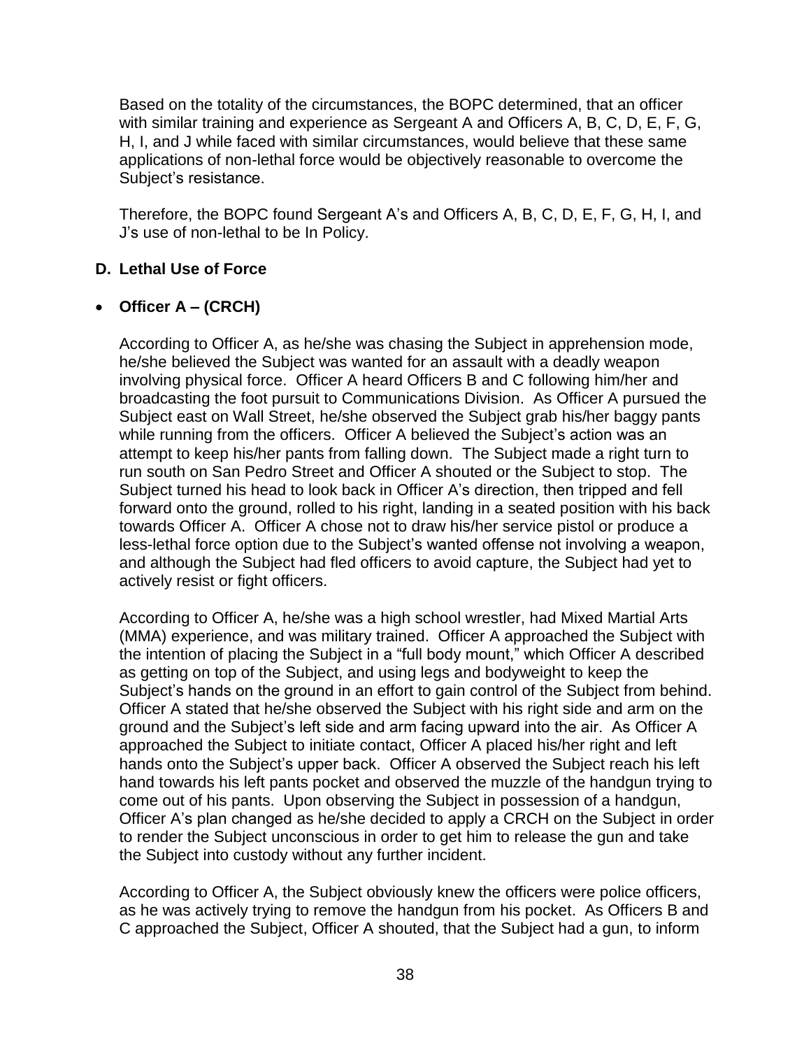Based on the totality of the circumstances, the BOPC determined, that an officer with similar training and experience as Sergeant A and Officers A, B, C, D, E, F, G, H, I, and J while faced with similar circumstances, would believe that these same applications of non-lethal force would be objectively reasonable to overcome the Subject's resistance.

Therefore, the BOPC found Sergeant A's and Officers A, B, C, D, E, F, G, H, I, and J's use of non-lethal to be In Policy.

### D. Lethal Use of Force

- **Officer A – (CRCH)**

According to Officer A, as he/she was chasing the Subject in apprehension mode, he/she believed the Subject was wanted for an assault with a deadly weapon involving physical force. Officer A heard Officers B and C following him/her and broadcasting the foot pursuit to Communications Division. As Officer A pursued the Subject east on Wall Street, he/she observed the Subject grab his/her baggy pants while running from the officers. Officer A believed the Subject's action was an attempt to keep his/her pants from falling down. The Subject made a right turn to run south on San Pedro Street and Officer A shouted or the Subject to stop. The Subject turned his head to look back in Officer A's direction, then tripped and fell forward onto the ground, rolled to his right, landing in a seated position with his back towards Officer A. Officer A chose not to draw his/her service pistol or produce a less-lethal force option due to the Subject's wanted offense not involving a weapon, and although the Subject had fled officers to avoid capture, the Subject had yet to actively resist or fight officers.

According to Officer A, he/she was a high school wrestler, had Mixed Martial Arts (MMA) experience, and was military trained. Officer A approached the Subject with the intention of placing the Subject in a "full body mount," which Officer A described as getting on top of the Subject, and using legs and bodyweight to keep the Subject's hands on the ground in an effort to gain control of the Subject from behind. Officer A stated that he/she observed the Subject with his right side and arm on the ground and the Subject's left side and arm facing upward into the air. As Officer A approached the Subject to initiate contact, Officer A placed his/her right and left hands onto the Subject's upper back. Officer A observed the Subject reach his left hand towards his left pants pocket and observed the muzzle of the handgun trying to come out of his pants. Upon observing the Subject in possession of a handgun, Officer A's plan changed as he/she decided to apply a CRCH on the Subject in order to render the Subject unconscious in order to get him to release the gun and take the Subject into custody without any further incident.

According to Officer A, the Subject obviously knew the officers were police officers, as he was actively trying to remove the handgun from his pocket. As Officers B and C approached the Subject, Officer A shouted, that the Subject had a gun, to inform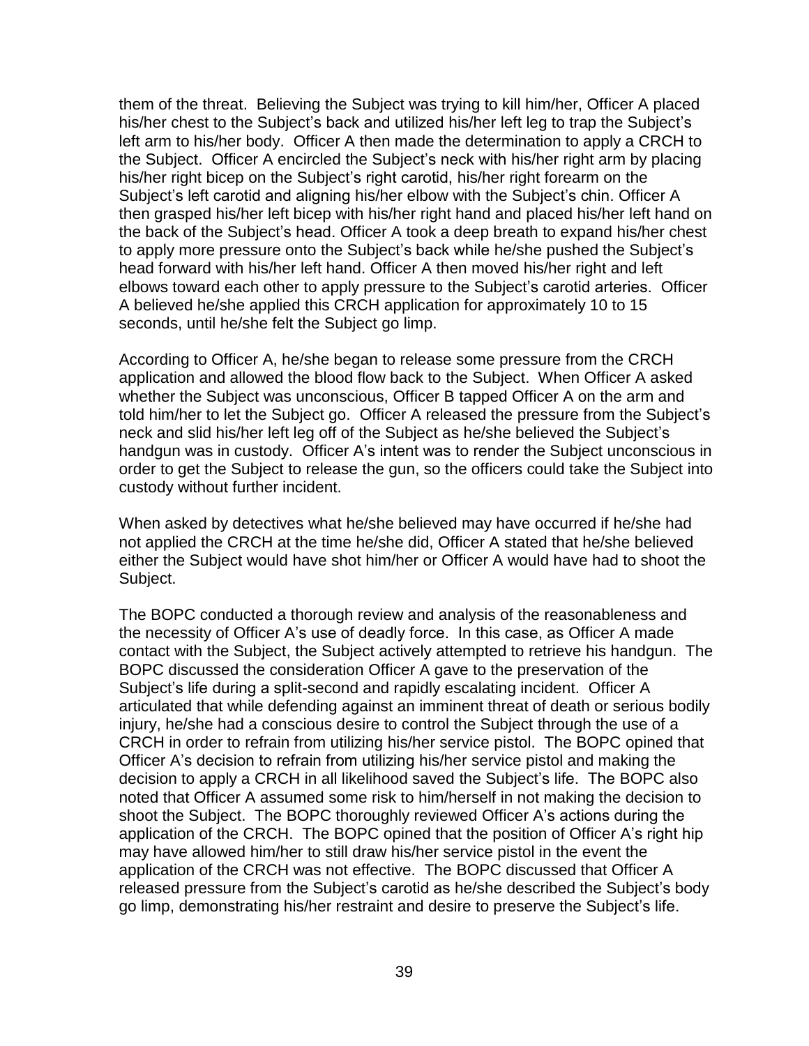them of the threat. Believing the Subject was trying to kill him/her, Officer A placed his/her chest to the Subject's back and utilized his/her left leg to trap the Subject's left arm to his/her body. Officer A then made the determination to apply a CRCH to the Subject. Officer A encircled the Subject's neck with his/her right arm by placing his/her right bicep on the Subject's right carotid, his/her right forearm on the Subject's left carotid and aligning his/her elbow with the Subject's chin. Officer A then grasped his/her left bicep with his/her right hand and placed his/her left hand on the back of the Subject's head. Officer A took a deep breath to expand his/her chest to apply more pressure onto the Subject's back while he/she pushed the Subject's head forward with his/her left hand. Officer A then moved his/her right and left elbows toward each other to apply pressure to the Subject's carotid arteries. Officer A believed he/she applied this CRCH application for approximately 10 to 15 seconds, until he/she felt the Subject go limp.

According to Officer A, he/she began to release some pressure from the CRCH application and allowed the blood flow back to the Subject. When Officer A asked whether the Subject was unconscious, Officer B tapped Officer A on the arm and told him/her to let the Subject go. Officer A released the pressure from the Subject's neck and slid his/her left leg off of the Subject as he/she believed the Subject's handgun was in custody. Officer A's intent was to render the Subject unconscious in order to get the Subject to release the gun, so the officers could take the Subject into custody without further incident.

When asked by detectives what he/she believed may have occurred if he/she had not applied the CRCH at the time he/she did, Officer A stated that he/she believed either the Subject would have shot him/her or Officer A would have had to shoot the Subject.

The BOPC conducted a thorough review and analysis of the reasonableness and the necessity of Officer A's use of deadly force. In this case, as Officer A made contact with the Subject, the Subject actively attempted to retrieve his handgun. The BOPC discussed the consideration Officer A gave to the preservation of the Subject's life during a split-second and rapidly escalating incident. Officer A articulated that while defending against an imminent threat of death or serious bodily injury, he/she had a conscious desire to control the Subject through the use of a CRCH in order to refrain from utilizing his/her service pistol. The BOPC opined that Officer A's decision to refrain from utilizing his/her service pistol and making the decision to apply a CRCH in all likelihood saved the Subject's life. The BOPC also noted that Officer A assumed some risk to him/herself in not making the decision to shoot the Subject. The BOPC thoroughly reviewed Officer A's actions during the application of the CRCH. The BOPC opined that the position of Officer A's right hip may have allowed him/her to still draw his/her service pistol in the event the application of the CRCH was not effective. The BOPC discussed that Officer A released pressure from the Subject's carotid as he/she described the Subject's body go limp, demonstrating his/her restraint and desire to preserve the Subject's life.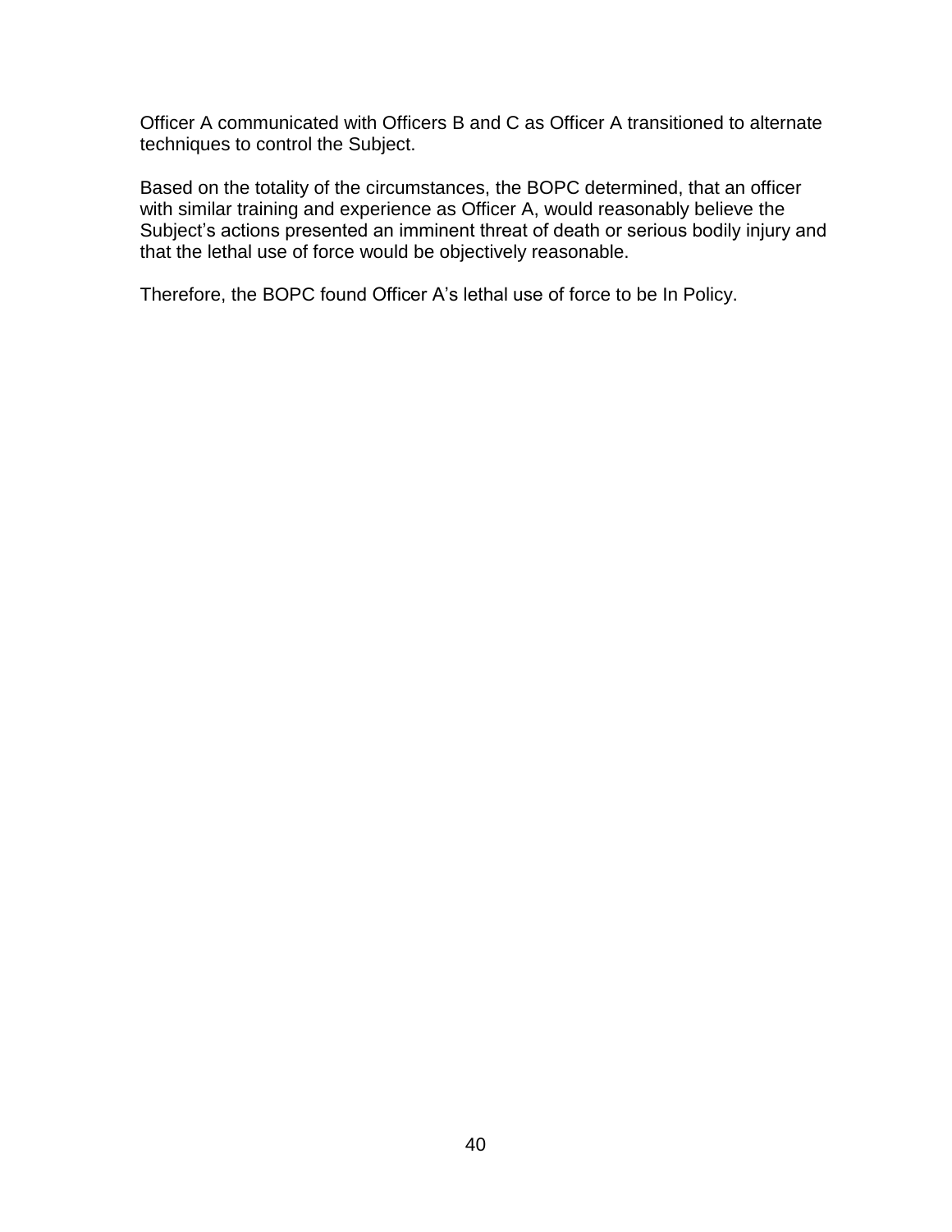Officer A communicated with Officers B and C as Officer A transitioned to alternate techniques to control the Subject.

Based on the totality of the circumstances, the BOPC determined, that an officer with similar training and experience as Officer A, would reasonably believe the Subject's actions presented an imminent threat of death or serious bodily injury and that the lethal use of force would be objectively reasonable.

Therefore, the BOPC found Officer A's lethal use of force to be In Policy.